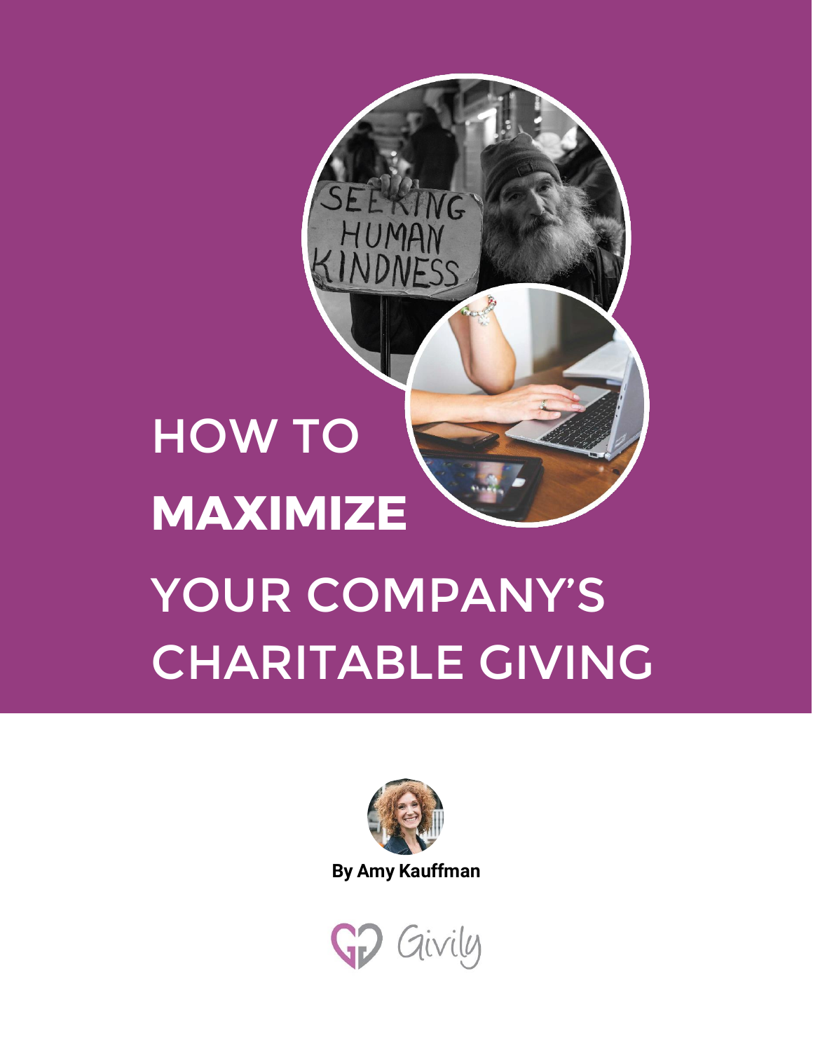# HOW TO **MAXIMIZE** YOUR COMPANY'S CHARITABLE GIVING

**By Amy Kauffman**

Givily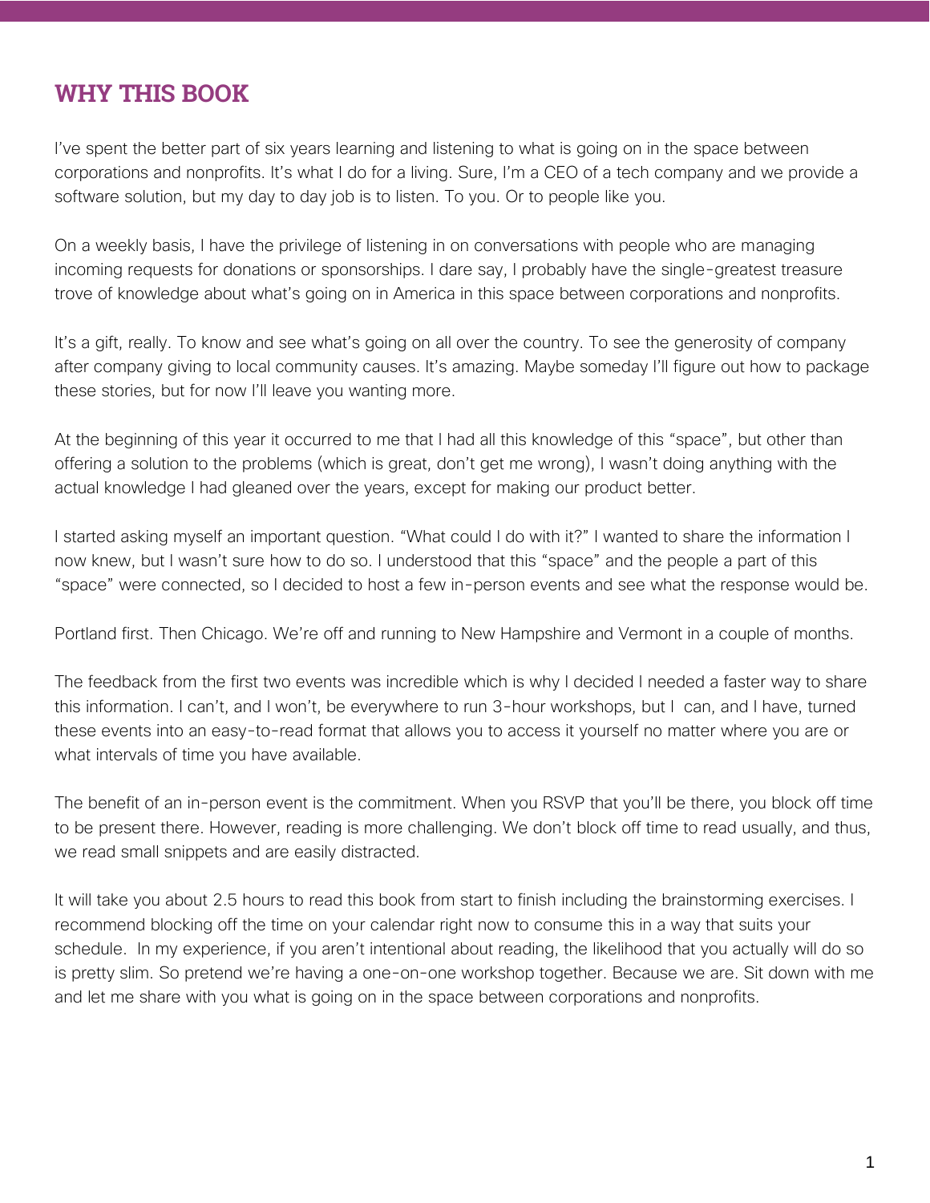## WHY THIS BOOK

I've spent the better part of six years learning and listening to what is going on in the space between corporations and nonprofits. It's what I do for a living. Sure, I'm a CEO of a tech company and we provide a software solution, but my day to day job is to listen. To you. Or to people like you.

On a weekly basis, I have the privilege of listening in on conversations with people who are managing incoming requests for donations or sponsorships. I dare say, I probably have the single-greatest treasure trove of knowledge about what's going on in America in this space between corporations and nonprofits.

It's a gift, really. To know and see what's going on all over the country. To see the generosity of company after company giving to local community causes. It's amazing. Maybe someday I'll figure out how to package these stories, but for now I'll leave you wanting more.

At the beginning of this year it occurred to me that I had all this knowledge of this "space", but other than offering a solution to the problems (which is great, don't get me wrong), I wasn't doing anything with the actual knowledge I had gleaned over the years, except for making our product better.

I started asking myself an important question. "What could I do with it?" I wanted to share the information I now knew, but I wasn't sure how to do so. I understood that this "space" and the people a part of this "space" were connected, so I decided to host a few in-person events and see what the response would be.

Portland first. Then Chicago. We're off and running to New Hampshire and Vermont in a couple of months.

The feedback from the first two events was incredible which is why I decided I needed a faster way to share this information. I can't, and I won't, be everywhere to run 3-hour workshops, but I can, and I have, turned these events into an easy-to-read format that allows you to access it yourself no matter where you are or what intervals of time you have available.

The benefit of an in-person event is the commitment. When you RSVP that you'll be there, you block off time to be present there. However, reading is more challenging. We don't block off time to read usually, and thus, we read small snippets and are easily distracted.

It will take you about 2.5 hours to read this book from start to finish including the brainstorming exercises. I recommend blocking off the time on your calendar right now to consume this in a way that suits your schedule. In my experience, if you aren't intentional about reading, the likelihood that you actually will do so is pretty slim. So pretend we're having a one-on-one workshop together. Because we are. Sit down with me and let me share with you what is going on in the space between corporations and nonprofits.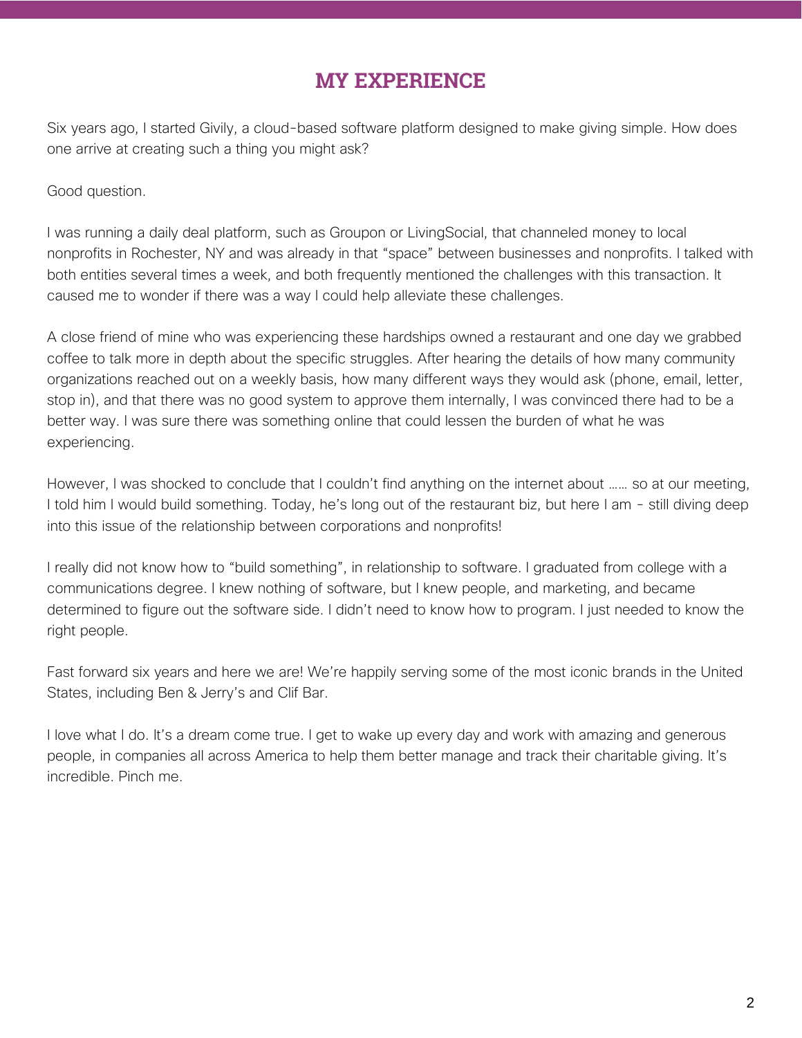# MY EXPERIENCE

Six years ago, I started Givily, a cloud-based software platform designed to make giving simple. How does one arrive at creating such a thing you might ask?

Good question.

I was running a daily deal platform, such as Groupon or LivingSocial, that channeled money to local nonprofits in Rochester, NY and was already in that "space" between businesses and nonprofits. I talked with both entities several times a week, and both frequently mentioned the challenges with this transaction. It caused me to wonder if there was a way I could help alleviate these challenges.

A close friend of mine who was experiencing these hardships owned a restaurant and one day we grabbed coffee to talk more in depth about the specific struggles. After hearing the details of how many community organizations reached out on a weekly basis, how many different ways they would ask (phone, email, letter, stop in), and that there was no good system to approve them internally, I was convinced there had to be a better way. I was sure there was something online that could lessen the burden of what he was experiencing.

However, I was shocked to conclude that I couldn't find anything on the internet about …… so at our meeting, I told him I would build something. Today, he's long out of the restaurant biz, but here I am - still diving deep into this issue of the relationship between corporations and nonprofits!

I really did not know how to "build something", in relationship to software. I graduated from college with a communications degree. I knew nothing of software, but I knew people, and marketing, and became determined to figure out the software side. I didn't need to know how to program. I just needed to know the right people.

Fast forward six years and here we are! We're happily serving some of the most iconic brands in the United States, including Ben & Jerry's and Clif Bar.

I love what I do. It's a dream come true. I get to wake up every day and work with amazing and generous people, in companies all across America to help them better manage and track their charitable giving. It's incredible. Pinch me.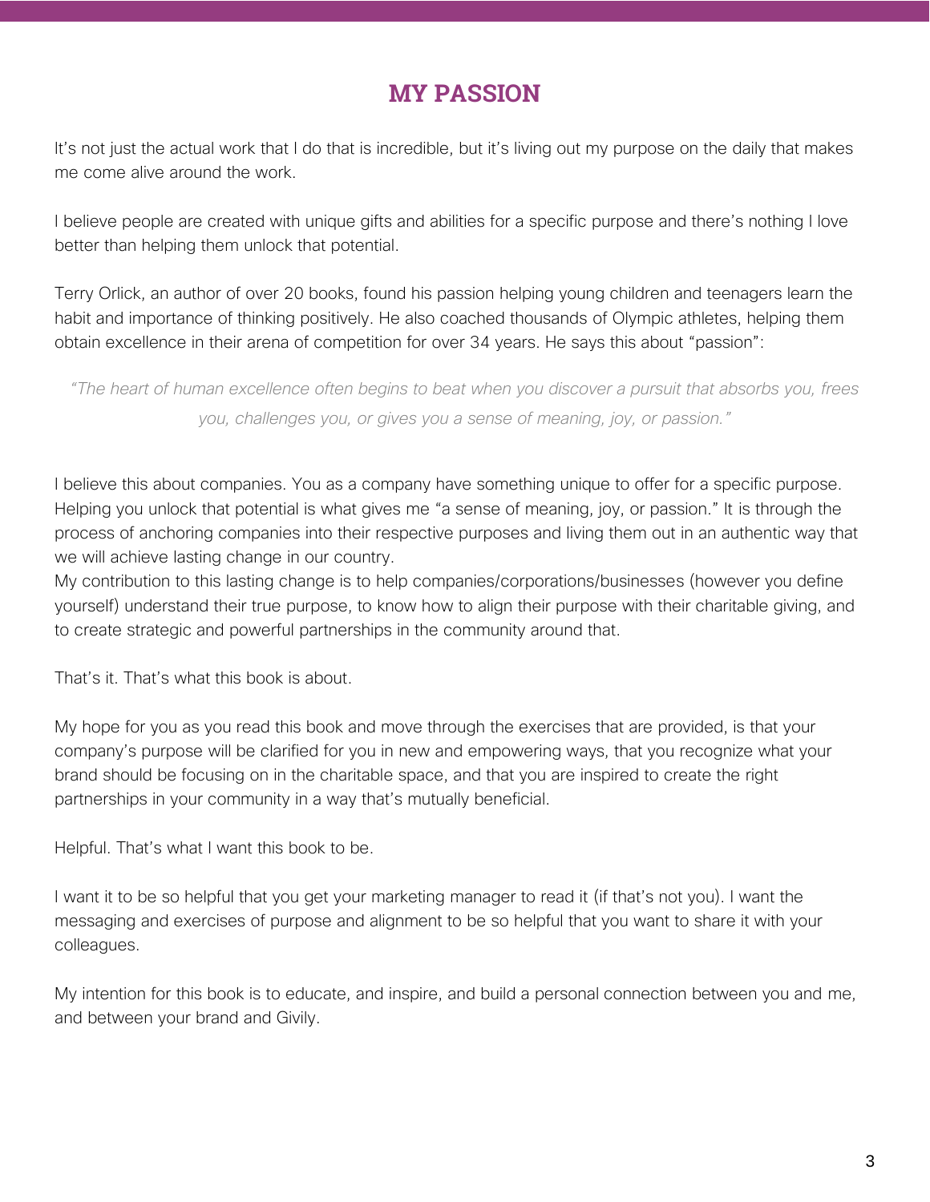# MY PASSION

It's not just the actual work that I do that is incredible, but it's living out my purpose on the daily that makes me come alive around the work.

I believe people are created with unique gifts and abilities for a specific purpose and there's nothing I love better than helping them unlock that potential.

Terry Orlick, an author of over 20 books, found his passion helping young children and teenagers learn the habit and importance of thinking positively. He also coached thousands of Olympic athletes, helping them obtain excellence in their arena of competition for over 34 years. He says this about "passion":

> *"The heart of human excellence often begins to beat when you discover a pursuit that absorbs you, frees you, challenges you, or gives you a sense of meaning, joy, or passion."*

I believe this about companies. You as a company have something unique to offer for a specific purpose. Helping you unlock that potential is what gives me "a sense of meaning, joy, or passion." It is through the process of anchoring companies into their respective purposes and living them out in an authentic way that we will achieve lasting change in our country.
My contribution to this lasting change is to help companies/corporations/businesses (however you define yourself) understand their true purpose, to know how to align their purpose with their charitable giving, and to create strategic and powerful partnerships in the community around that.

That's it. That's what this book is about.

My hope for you as you read this book and move through the exercises that are provided, is that your company's purpose will be clarified for you in new and empowering ways, that you recognize what your brand should be focusing on in the charitable space, and that you are inspired to create the right partnerships in your community in a way that's mutually beneficial.

Helpful. That's what I want this book to be.

I want it to be so helpful that you get your marketing manager to read it (if that's not you). I want the messaging and exercises of purpose and alignment to be so helpful that you want to share it with your colleagues.

My intention for this book is to educate, and inspire, and build a personal connection between you and me, and between your brand and Givily.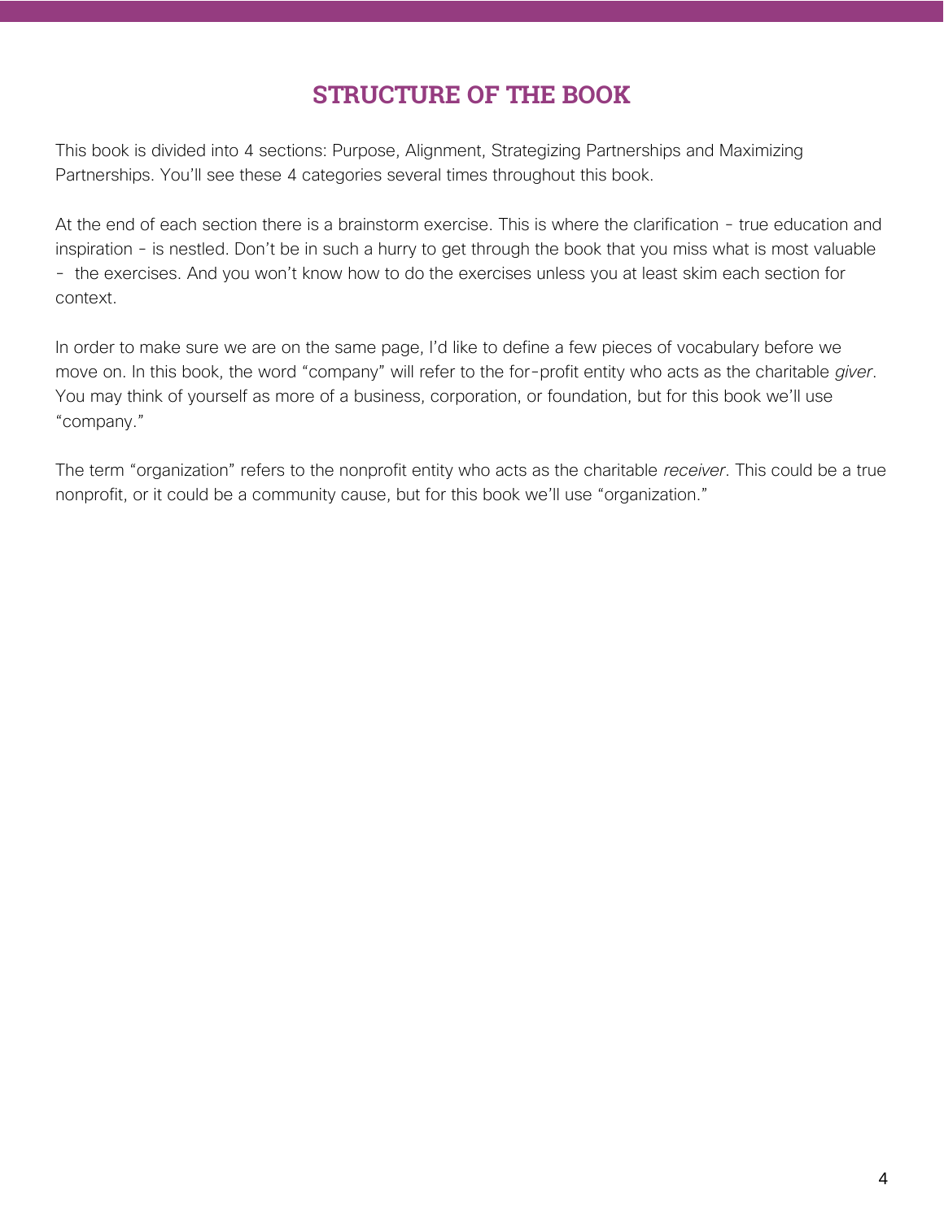# STRUCTURE OF THE BOOK

This book is divided into 4 sections: Purpose, Alignment, Strategizing Partnerships and Maximizing Partnerships. You'll see these 4 categories several times throughout this book.

At the end of each section there is a brainstorm exercise. This is where the clarification - true education and inspiration - is nestled. Don't be in such a hurry to get through the book that you miss what is most valuable - the exercises. And you won't know how to do the exercises unless you at least skim each section for context.

In order to make sure we are on the same page, I'd like to define a few pieces of vocabulary before we move on. In this book, the word "company" will refer to the for-profit entity who acts as the charitable *giver*. You may think of yourself as more of a business, corporation, or foundation, but for this book we'll use "company."

The term "organization" refers to the nonprofit entity who acts as the charitable *receiver*. This could be a true nonprofit, or it could be a community cause, but for this book we'll use "organization."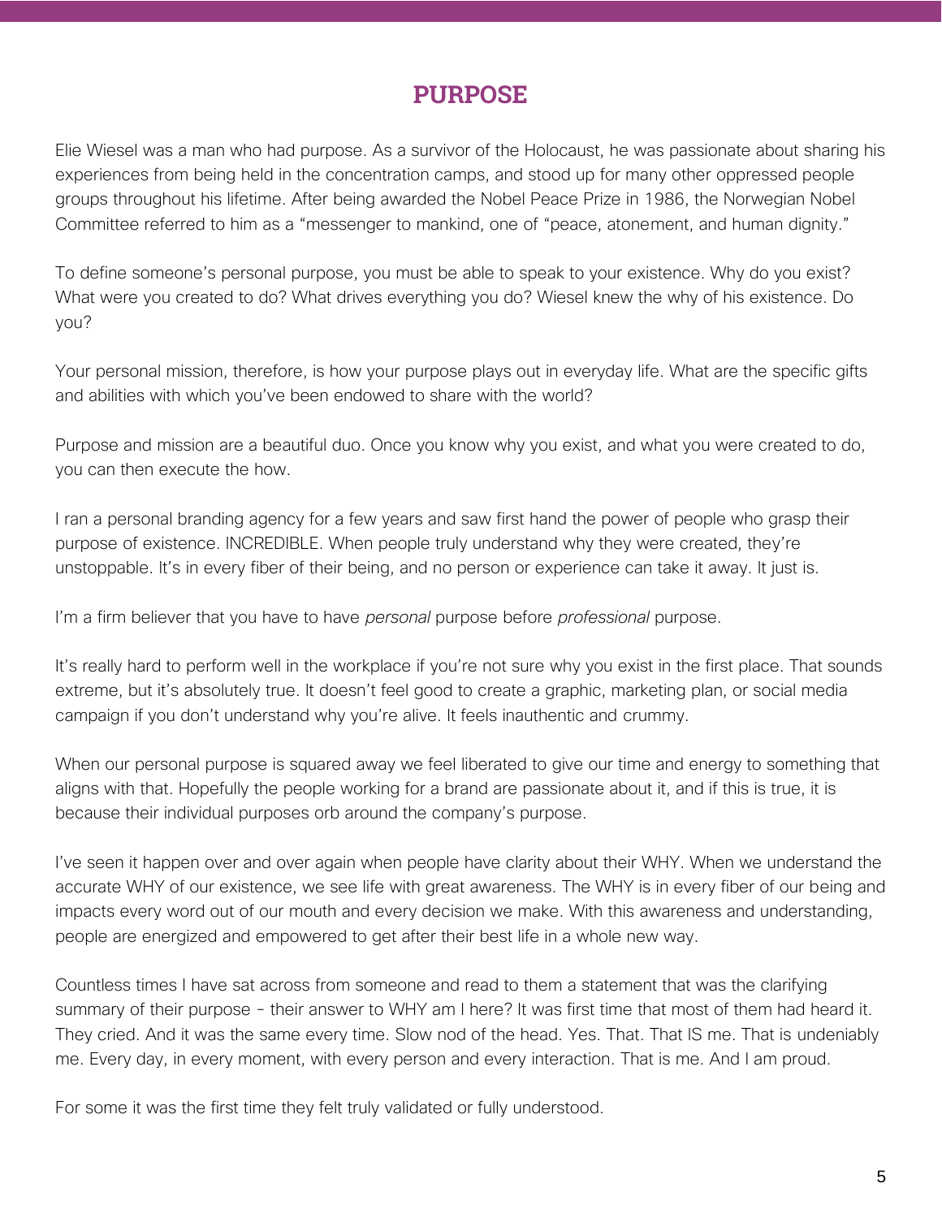# PURPOSE

Elie Wiesel was a man who had purpose. As a survivor of the Holocaust, he was passionate about sharing his experiences from being held in the concentration camps, and stood up for many other oppressed people groups throughout his lifetime. After being awarded the Nobel Peace Prize in 1986, the Norwegian Nobel Committee referred to him as a "messenger to mankind, one of "peace, atonement, and human dignity."

To define someone's personal purpose, you must be able to speak to your existence. Why do you exist? What were you created to do? What drives everything you do? Wiesel knew the why of his existence. Do you?

Your personal mission, therefore, is how your purpose plays out in everyday life. What are the specific gifts and abilities with which you've been endowed to share with the world?

Purpose and mission are a beautiful duo. Once you know why you exist, and what you were created to do, you can then execute the how.

I ran a personal branding agency for a few years and saw first hand the power of people who grasp their purpose of existence. INCREDIBLE. When people truly understand why they were created, they're unstoppable. It's in every fiber of their being, and no person or experience can take it away. It just is.

I'm a firm believer that you have to have *personal* purpose before *professional* purpose.

It's really hard to perform well in the workplace if you're not sure why you exist in the first place. That sounds extreme, but it's absolutely true. It doesn't feel good to create a graphic, marketing plan, or social media campaign if you don't understand why you're alive. It feels inauthentic and crummy.

When our personal purpose is squared away we feel liberated to give our time and energy to something that aligns with that. Hopefully the people working for a brand are passionate about it, and if this is true, it is because their individual purposes orb around the company's purpose.

I've seen it happen over and over again when people have clarity about their WHY. When we understand the accurate WHY of our existence, we see life with great awareness. The WHY is in every fiber of our being and impacts every word out of our mouth and every decision we make. With this awareness and understanding, people are energized and empowered to get after their best life in a whole new way.

Countless times I have sat across from someone and read to them a statement that was the clarifying summary of their purpose - their answer to WHY am I here? It was first time that most of them had heard it. They cried. And it was the same every time. Slow nod of the head. Yes. That. That IS me. That is undeniably me. Every day, in every moment, with every person and every interaction. That is me. And I am proud.

For some it was the first time they felt truly validated or fully understood.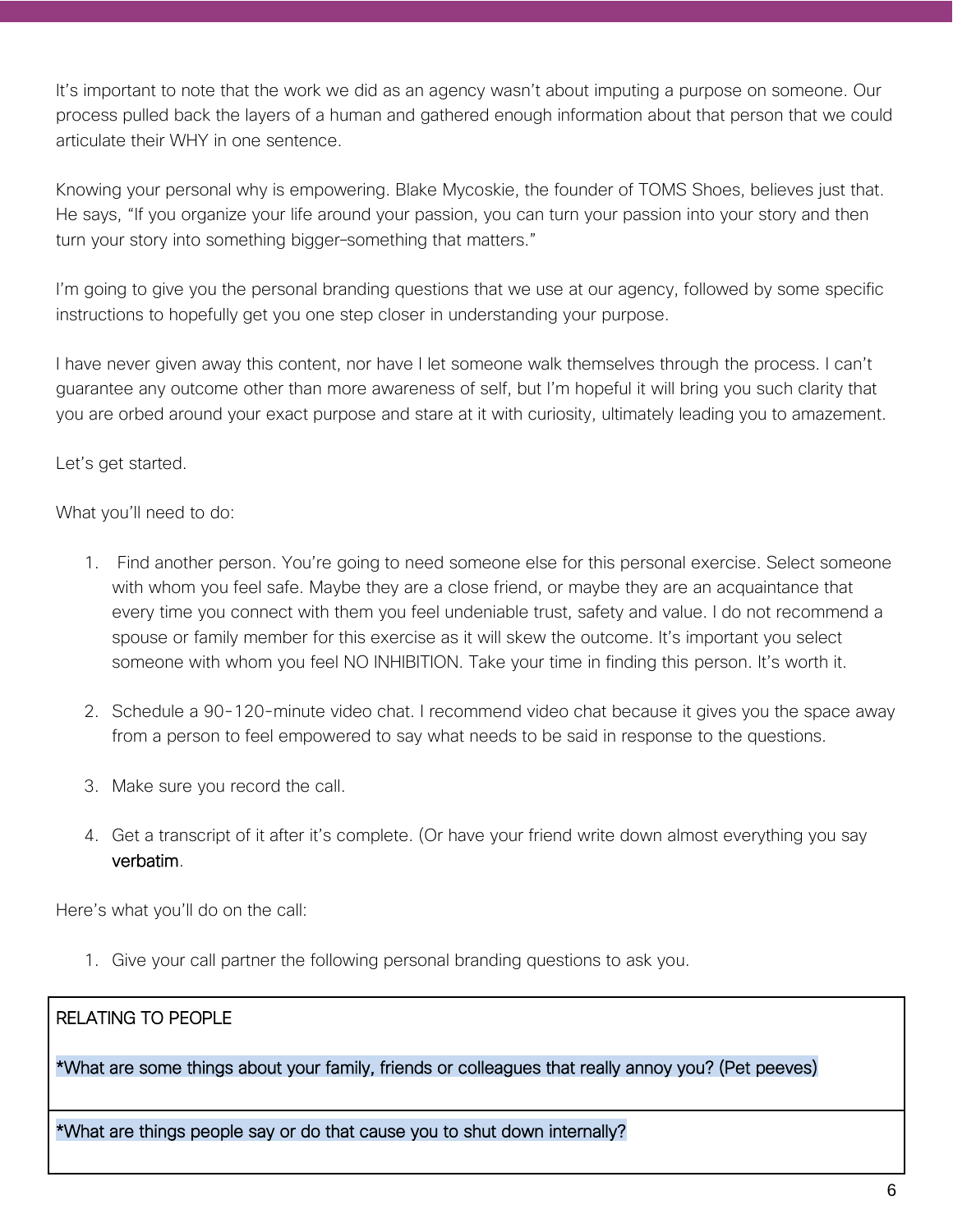It's important to note that the work we did as an agency wasn't about imputing a purpose on someone. Our process pulled back the layers of a human and gathered enough information about that person that we could articulate their WHY in one sentence.

Knowing your personal why is empowering. Blake Mycoskie, the founder of TOMS Shoes, believes just that. He says, "If you organize your life around your passion, you can turn your passion into your story and then turn your story into something bigger–something that matters."

I'm going to give you the personal branding questions that we use at our agency, followed by some specific instructions to hopefully get you one step closer in understanding your purpose.

I have never given away this content, nor have I let someone walk themselves through the process. I can't guarantee any outcome other than more awareness of self, but I'm hopeful it will bring you such clarity that you are orbed around your exact purpose and stare at it with curiosity, ultimately leading you to amazement.

Let's get started.

What you'll need to do:

1. Find another person. You're going to need someone else for this personal exercise. Select someone with whom you feel safe. Maybe they are a close friend, or maybe they are an acquaintance that every time you connect with them you feel undeniable trust, safety and value. I do not recommend a spouse or family member for this exercise as it will skew the outcome. It's important you select someone with whom you feel NO INHIBITION. Take your time in finding this person. It's worth it.

2. Schedule a 90-120-minute video chat. I recommend video chat because it gives you the space away from a person to feel empowered to say what needs to be said in response to the questions.

3. Make sure you record the call.

4. Get a transcript of it after it's complete. (Or have your friend write down almost everything you say verbatim.

Here's what you'll do on the call:

1. Give your call partner the following personal branding questions to ask you.

| RELATING TO PEOPLE |
| --- |
| *What are some things about your family, friends or colleagues that really annoy you? (Pet peeves) |
| *What are things people say or do that cause you to shut down internally? |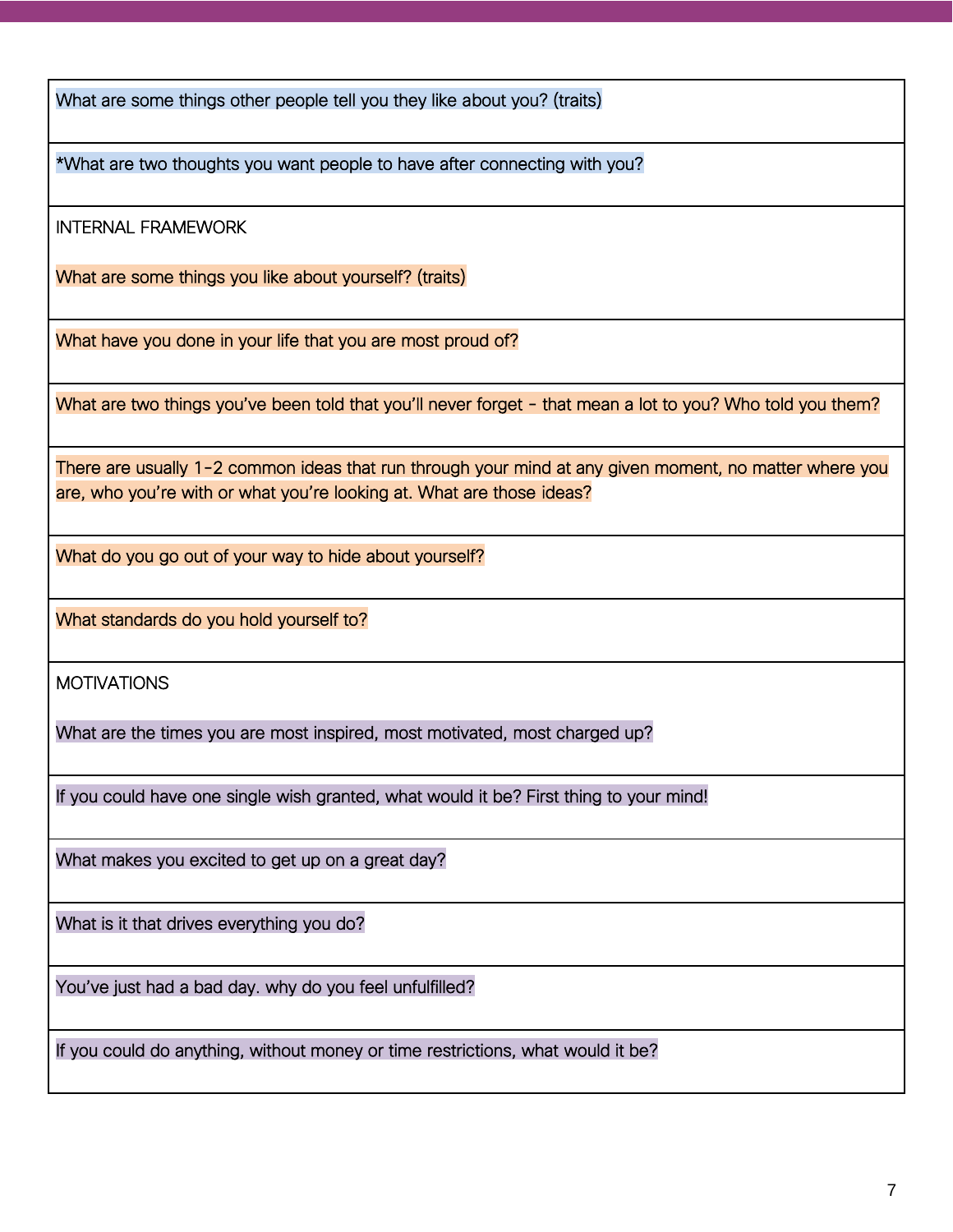| What are some things other people tell you they like about you? (traits) |
|---|
| *What are two thoughts you want people to have after connecting with you? |
| INTERNAL FRAMEWORK<br><br>What are some things you like about yourself? (traits) |
| What have you done in your life that you are most proud of? |
| What are two things you've been told that you'll never forget - that mean a lot to you? Who told you them? |
| There are usually 1-2 common ideas that run through your mind at any given moment, no matter where you are, who you're with or what you're looking at. What are those ideas? |
| What do you go out of your way to hide about yourself? |
| What standards do you hold yourself to? |
| MOTIVATIONS<br><br>What are the times you are most inspired, most motivated, most charged up? |
| If you could have one single wish granted, what would it be? First thing to your mind! |
| What makes you excited to get up on a great day? |
| What is it that drives everything you do? |
| You've just had a bad day. why do you feel unfulfilled? |
| If you could do anything, without money or time restrictions, what would it be? |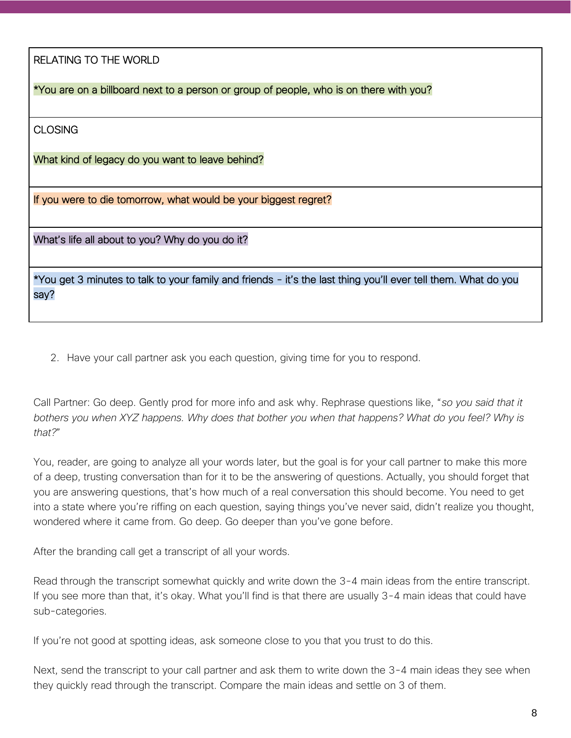| RELATING TO THE WORLD |
| --- |
| *You are on a billboard next to a person or group of people, who is on there with you? |
| CLOSING |
| What kind of legacy do you want to leave behind? |
| If you were to die tomorrow, what would be your biggest regret? |
| What's life all about to you? Why do you do it? |
| *You get 3 minutes to talk to your family and friends - it's the last thing you'll ever tell them. What do you say? |

2. Have your call partner ask you each question, giving time for you to respond.

Call Partner: Go deep. Gently prod for more info and ask why. Rephrase questions like, "*so you said that it bothers you when XYZ happens. Why does that bother you when that happens? What do you feel? Why is that?*"

You, reader, are going to analyze all your words later, but the goal is for your call partner to make this more of a deep, trusting conversation than for it to be the answering of questions. Actually, you should forget that you are answering questions, that's how much of a real conversation this should become. You need to get into a state where you're riffing on each question, saying things you've never said, didn't realize you thought, wondered where it came from. Go deep. Go deeper than you've gone before.

After the branding call get a transcript of all your words.

Read through the transcript somewhat quickly and write down the 3-4 main ideas from the entire transcript. If you see more than that, it's okay. What you'll find is that there are usually 3-4 main ideas that could have sub-categories.

If you're not good at spotting ideas, ask someone close to you that you trust to do this.

Next, send the transcript to your call partner and ask them to write down the 3-4 main ideas they see when they quickly read through the transcript. Compare the main ideas and settle on 3 of them.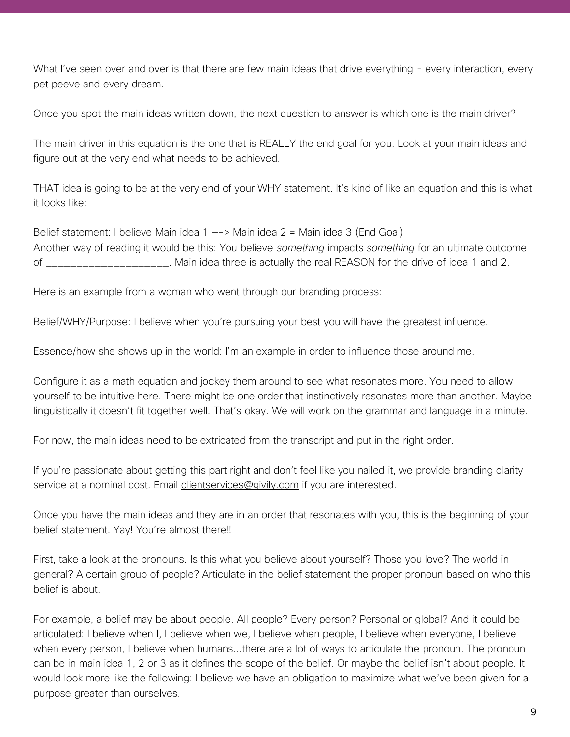What I've seen over and over is that there are few main ideas that drive everything - every interaction, every pet peeve and every dream.

Once you spot the main ideas written down, the next question to answer is which one is the main driver?

The main driver in this equation is the one that is REALLY the end goal for you. Look at your main ideas and figure out at the very end what needs to be achieved.

THAT idea is going to be at the very end of your WHY statement. It's kind of like an equation and this is what it looks like:

Belief statement: I believe Main idea 1 —-> Main idea 2 = Main idea 3 (End Goal)
Another way of reading it would be this: You believe *something* impacts *something* for an ultimate outcome of ____________________. Main idea three is actually the real REASON for the drive of idea 1 and 2.

Here is an example from a woman who went through our branding process:

Belief/WHY/Purpose: I believe when you're pursuing your best you will have the greatest influence.

Essence/how she shows up in the world: I'm an example in order to influence those around me.

Configure it as a math equation and jockey them around to see what resonates more. You need to allow yourself to be intuitive here. There might be one order that instinctively resonates more than another. Maybe linguistically it doesn't fit together well. That's okay. We will work on the grammar and language in a minute.

For now, the main ideas need to be extricated from the transcript and put in the right order.

If you're passionate about getting this part right and don't feel like you nailed it, we provide branding clarity service at a nominal cost. Email clientservices@givily.com if you are interested.

Once you have the main ideas and they are in an order that resonates with you, this is the beginning of your belief statement. Yay! You're almost there!!

First, take a look at the pronouns. Is this what you believe about yourself? Those you love? The world in general? A certain group of people? Articulate in the belief statement the proper pronoun based on who this belief is about.

For example, a belief may be about people. All people? Every person? Personal or global? And it could be articulated: I believe when I, I believe when we, I believe when people, I believe when everyone, I believe when every person, I believe when humans...there are a lot of ways to articulate the pronoun. The pronoun can be in main idea 1, 2 or 3 as it defines the scope of the belief. Or maybe the belief isn't about people. It would look more like the following: I believe we have an obligation to maximize what we've been given for a purpose greater than ourselves.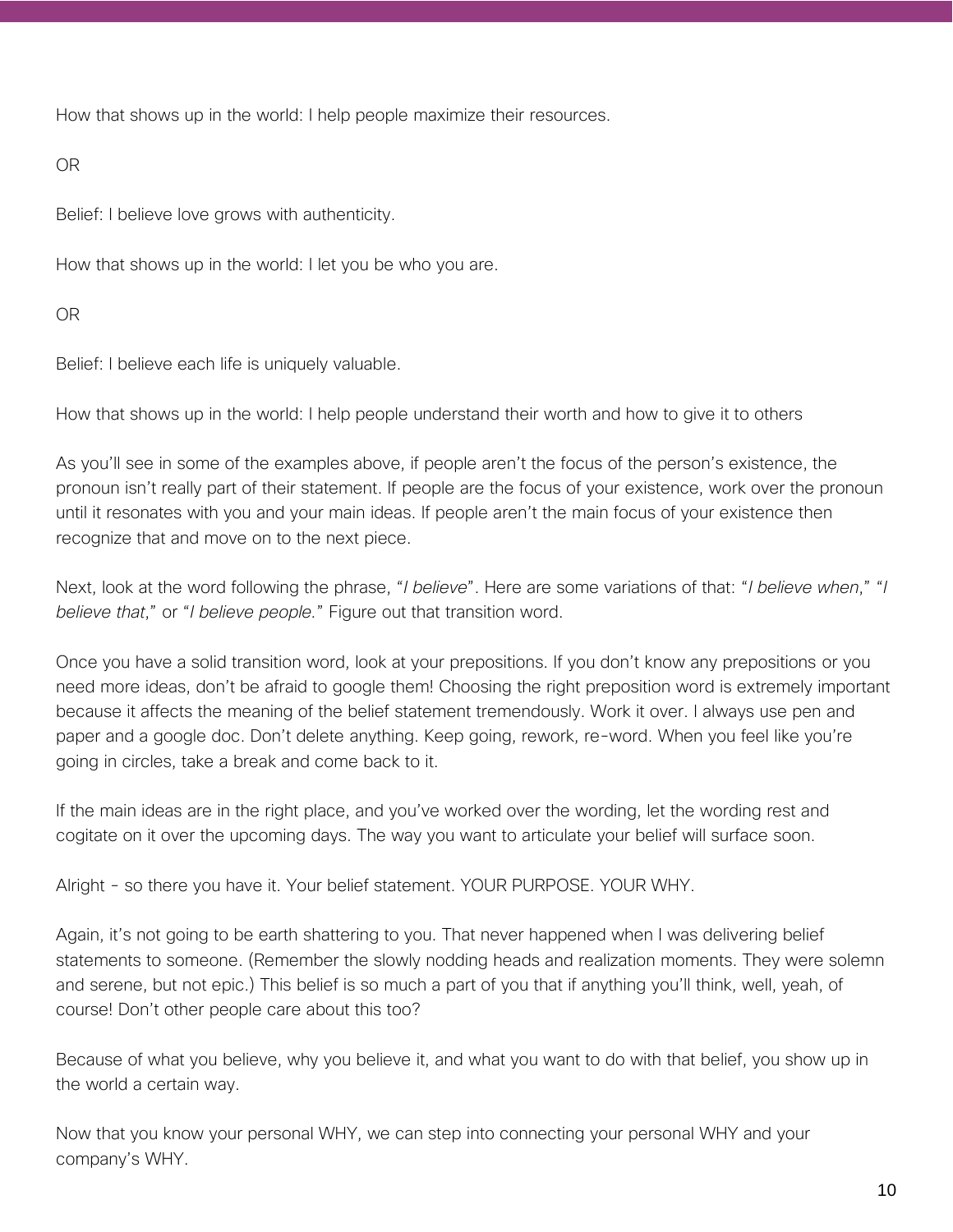How that shows up in the world: I help people maximize their resources.

OR

Belief: I believe love grows with authenticity.

How that shows up in the world: I let you be who you are.

OR

Belief: I believe each life is uniquely valuable.

How that shows up in the world: I help people understand their worth and how to give it to others

As you'll see in some of the examples above, if people aren't the focus of the person's existence, the pronoun isn't really part of their statement. If people are the focus of your existence, work over the pronoun until it resonates with you and your main ideas. If people aren't the main focus of your existence then recognize that and move on to the next piece.

Next, look at the word following the phrase, "*I believe*". Here are some variations of that: "*I believe when*," "*I believe that*," or "*I believe people.*" Figure out that transition word.

Once you have a solid transition word, look at your prepositions. If you don't know any prepositions or you need more ideas, don't be afraid to google them! Choosing the right preposition word is extremely important because it affects the meaning of the belief statement tremendously. Work it over. I always use pen and paper and a google doc. Don't delete anything. Keep going, rework, re-word. When you feel like you're going in circles, take a break and come back to it.

If the main ideas are in the right place, and you've worked over the wording, let the wording rest and cogitate on it over the upcoming days. The way you want to articulate your belief will surface soon.

Alright - so there you have it. Your belief statement. YOUR PURPOSE. YOUR WHY.

Again, it's not going to be earth shattering to you. That never happened when I was delivering belief statements to someone. (Remember the slowly nodding heads and realization moments. They were solemn and serene, but not epic.) This belief is so much a part of you that if anything you'll think, well, yeah, of course! Don't other people care about this too?

Because of what you believe, why you believe it, and what you want to do with that belief, you show up in the world a certain way.

Now that you know your personal WHY, we can step into connecting your personal WHY and your company's WHY.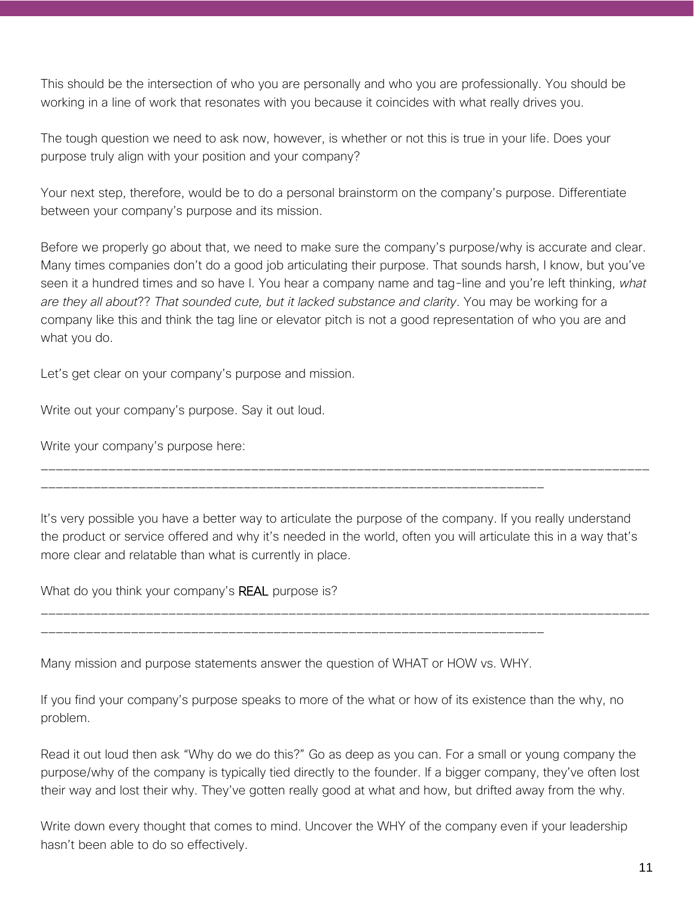This should be the intersection of who you are personally and who you are professionally. You should be working in a line of work that resonates with you because it coincides with what really drives you.

The tough question we need to ask now, however, is whether or not this is true in your life. Does your purpose truly align with your position and your company?

Your next step, therefore, would be to do a personal brainstorm on the company's purpose. Differentiate between your company's purpose and its mission.

Before we properly go about that, we need to make sure the company's purpose/why is accurate and clear. Many times companies don't do a good job articulating their purpose. That sounds harsh, I know, but you've seen it a hundred times and so have I. You hear a company name and tag-line and you're left thinking, *what are they all about*?? *That sounded cute, but it lacked substance and clarity*. You may be working for a company like this and think the tag line or elevator pitch is not a good representation of who you are and what you do.

Let's get clear on your company's purpose and mission.

Write out your company's purpose. Say it out loud.

Write your company's purpose here:

________________________________________________________________________________________________
________________________________________________________________________

It's very possible you have a better way to articulate the purpose of the company. If you really understand the product or service offered and why it's needed in the world, often you will articulate this in a way that's more clear and relatable than what is currently in place.

What do you think your company's REAL purpose is?

________________________________________________________________________________________________
________________________________________________________________________

Many mission and purpose statements answer the question of WHAT or HOW vs. WHY.

If you find your company's purpose speaks to more of the what or how of its existence than the why, no problem.

Read it out loud then ask "Why do we do this?" Go as deep as you can. For a small or young company the purpose/why of the company is typically tied directly to the founder. If a bigger company, they've often lost their way and lost their why. They've gotten really good at what and how, but drifted away from the why.

Write down every thought that comes to mind. Uncover the WHY of the company even if your leadership hasn't been able to do so effectively.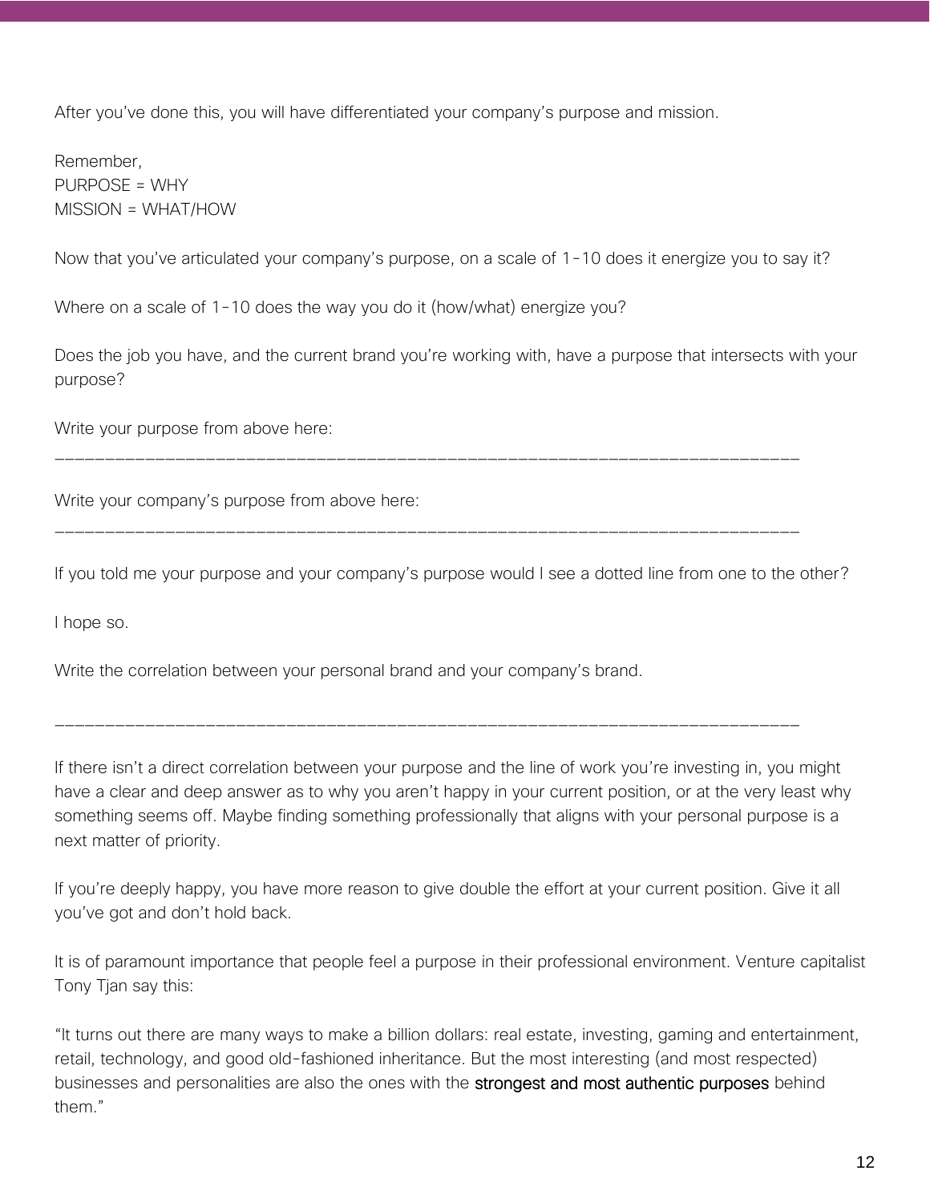After you've done this, you will have differentiated your company's purpose and mission.

Remember,
PURPOSE = WHY
MISSION = WHAT/HOW

Now that you've articulated your company's purpose, on a scale of 1-10 does it energize you to say it?

Where on a scale of 1-10 does the way you do it (how/what) energize you?

Does the job you have, and the current brand you're working with, have a purpose that intersects with your purpose?

Write your purpose from above here:

___________________________________________________________________________

Write your company's purpose from above here:

___________________________________________________________________________

If you told me your purpose and your company's purpose would I see a dotted line from one to the other?

I hope so.

Write the correlation between your personal brand and your company's brand.

___________________________________________________________________________

If there isn't a direct correlation between your purpose and the line of work you're investing in, you might have a clear and deep answer as to why you aren't happy in your current position, or at the very least why something seems off. Maybe finding something professionally that aligns with your personal purpose is a next matter of priority.

If you're deeply happy, you have more reason to give double the effort at your current position. Give it all you've got and don't hold back.

It is of paramount importance that people feel a purpose in their professional environment. Venture capitalist Tony Tjan say this:

"It turns out there are many ways to make a billion dollars: real estate, investing, gaming and entertainment, retail, technology, and good old-fashioned inheritance. But the most interesting (and most respected) businesses and personalities are also the ones with the strongest and most authentic purposes behind them."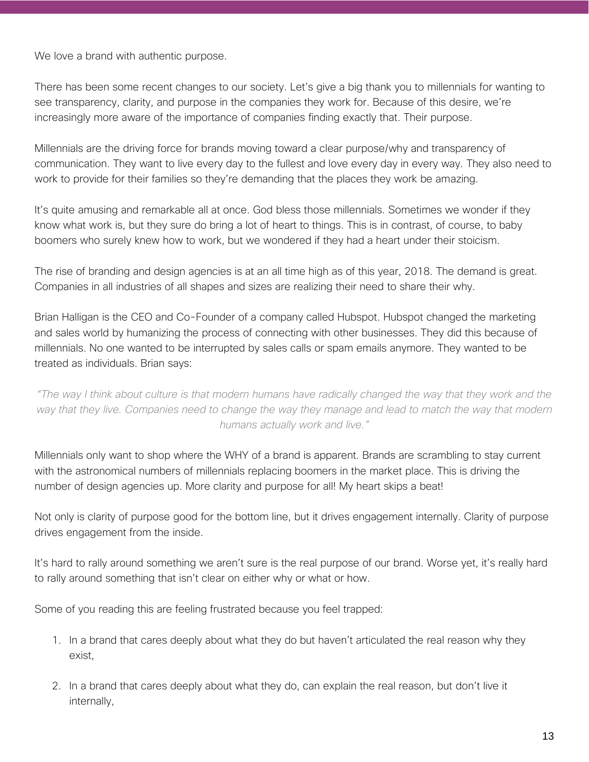We love a brand with authentic purpose.

There has been some recent changes to our society. Let's give a big thank you to millennials for wanting to see transparency, clarity, and purpose in the companies they work for. Because of this desire, we're increasingly more aware of the importance of companies finding exactly that. Their purpose.

Millennials are the driving force for brands moving toward a clear purpose/why and transparency of communication. They want to live every day to the fullest and love every day in every way. They also need to work to provide for their families so they're demanding that the places they work be amazing.

It's quite amusing and remarkable all at once. God bless those millennials. Sometimes we wonder if they know what work is, but they sure do bring a lot of heart to things. This is in contrast, of course, to baby boomers who surely knew how to work, but we wondered if they had a heart under their stoicism.

The rise of branding and design agencies is at an all time high as of this year, 2018. The demand is great. Companies in all industries of all shapes and sizes are realizing their need to share their why.

Brian Halligan is the CEO and Co-Founder of a company called Hubspot. Hubspot changed the marketing and sales world by humanizing the process of connecting with other businesses. They did this because of millennials. No one wanted to be interrupted by sales calls or spam emails anymore. They wanted to be treated as individuals. Brian says:

> *"The way I think about culture is that modern humans have radically changed the way that they work and the way that they live. Companies need to change the way they manage and lead to match the way that modern humans actually work and live."*

Millennials only want to shop where the WHY of a brand is apparent. Brands are scrambling to stay current with the astronomical numbers of millennials replacing boomers in the market place. This is driving the number of design agencies up. More clarity and purpose for all! My heart skips a beat!

Not only is clarity of purpose good for the bottom line, but it drives engagement internally. Clarity of purpose drives engagement from the inside.

It's hard to rally around something we aren't sure is the real purpose of our brand. Worse yet, it's really hard to rally around something that isn't clear on either why or what or how.

Some of you reading this are feeling frustrated because you feel trapped:

1. In a brand that cares deeply about what they do but haven't articulated the real reason why they exist,
2. In a brand that cares deeply about what they do, can explain the real reason, but don't live it internally,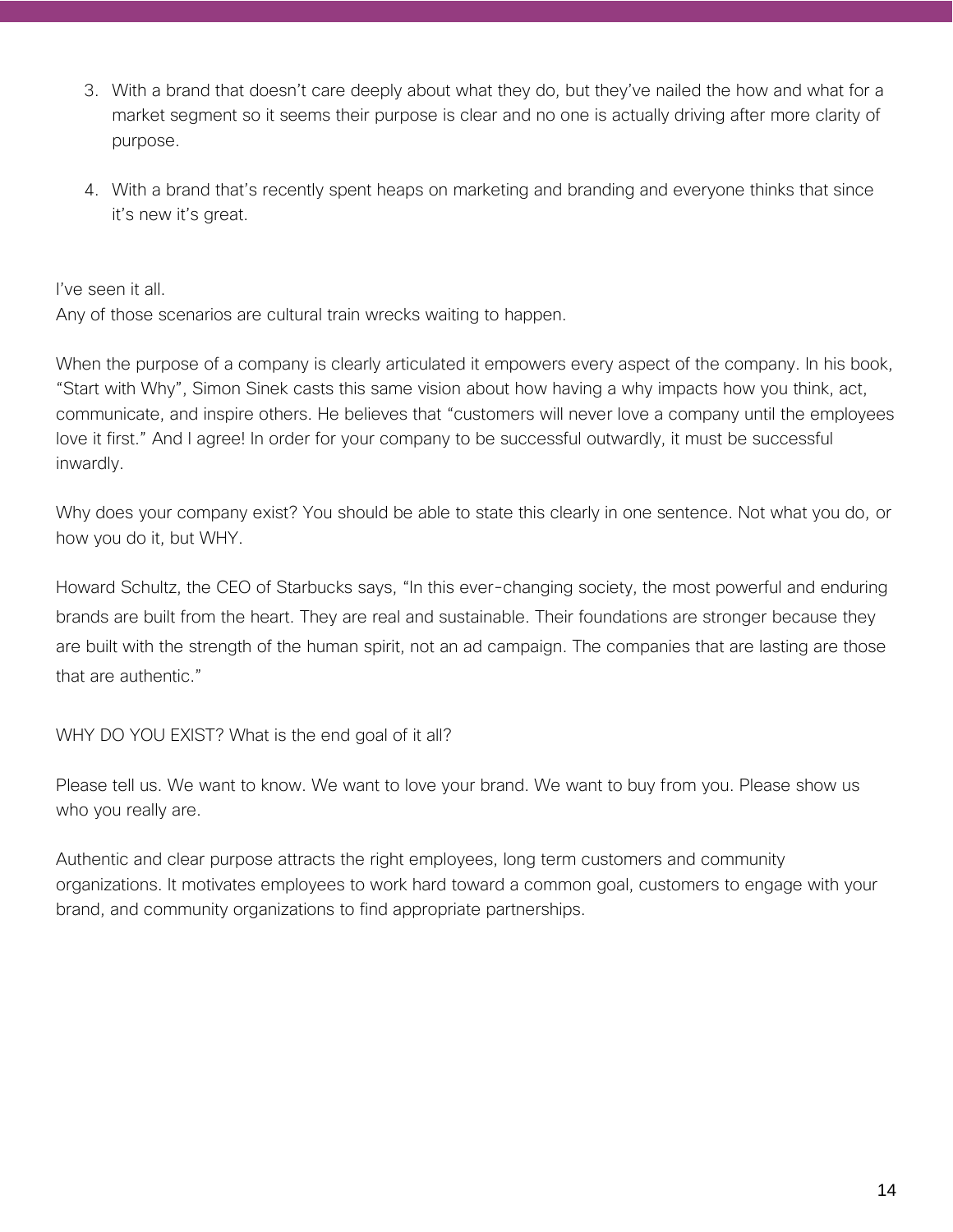3. With a brand that doesn't care deeply about what they do, but they've nailed the how and what for a market segment so it seems their purpose is clear and no one is actually driving after more clarity of purpose.

4. With a brand that's recently spent heaps on marketing and branding and everyone thinks that since it's new it's great.

I've seen it all.
Any of those scenarios are cultural train wrecks waiting to happen.

When the purpose of a company is clearly articulated it empowers every aspect of the company. In his book, "Start with Why", Simon Sinek casts this same vision about how having a why impacts how you think, act, communicate, and inspire others. He believes that "customers will never love a company until the employees love it first." And I agree! In order for your company to be successful outwardly, it must be successful inwardly.

Why does your company exist? You should be able to state this clearly in one sentence. Not what you do, or how you do it, but WHY.

Howard Schultz, the CEO of Starbucks says, "In this ever-changing society, the most powerful and enduring brands are built from the heart. They are real and sustainable. Their foundations are stronger because they are built with the strength of the human spirit, not an ad campaign. The companies that are lasting are those that are authentic."

WHY DO YOU EXIST? What is the end goal of it all?

Please tell us. We want to know. We want to love your brand. We want to buy from you. Please show us who you really are.

Authentic and clear purpose attracts the right employees, long term customers and community organizations. It motivates employees to work hard toward a common goal, customers to engage with your brand, and community organizations to find appropriate partnerships.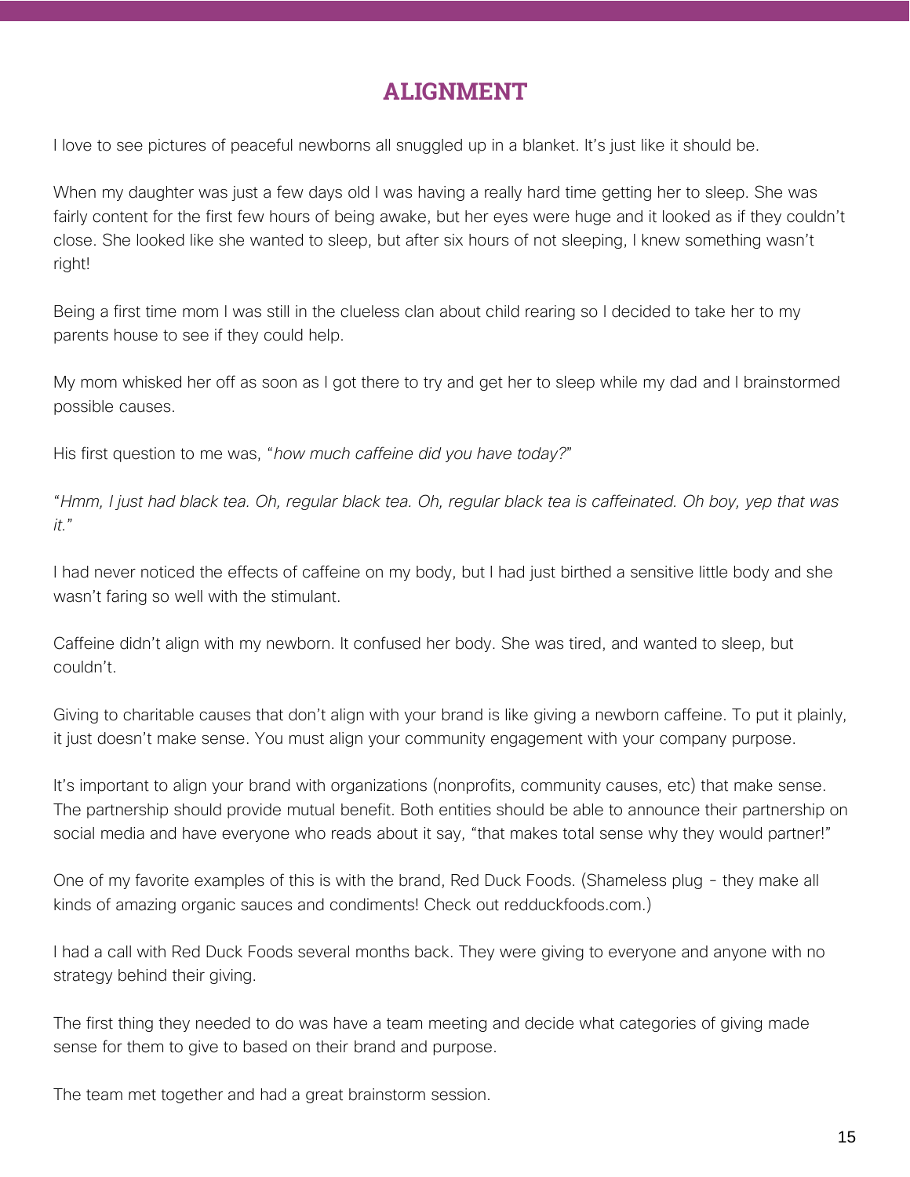# ALIGNMENT

I love to see pictures of peaceful newborns all snuggled up in a blanket. It's just like it should be.

When my daughter was just a few days old I was having a really hard time getting her to sleep. She was fairly content for the first few hours of being awake, but her eyes were huge and it looked as if they couldn't close. She looked like she wanted to sleep, but after six hours of not sleeping, I knew something wasn't right!

Being a first time mom I was still in the clueless clan about child rearing so I decided to take her to my parents house to see if they could help.

My mom whisked her off as soon as I got there to try and get her to sleep while my dad and I brainstormed possible causes.

His first question to me was, "*how much caffeine did you have today?*"

"*Hmm, I just had black tea. Oh, regular black tea. Oh, regular black tea is caffeinated. Oh boy, yep that was it.*"

I had never noticed the effects of caffeine on my body, but I had just birthed a sensitive little body and she wasn't faring so well with the stimulant.

Caffeine didn't align with my newborn. It confused her body. She was tired, and wanted to sleep, but couldn't.

Giving to charitable causes that don't align with your brand is like giving a newborn caffeine. To put it plainly, it just doesn't make sense. You must align your community engagement with your company purpose.

It's important to align your brand with organizations (nonprofits, community causes, etc) that make sense. The partnership should provide mutual benefit. Both entities should be able to announce their partnership on social media and have everyone who reads about it say, "that makes total sense why they would partner!"

One of my favorite examples of this is with the brand, Red Duck Foods. (Shameless plug - they make all kinds of amazing organic sauces and condiments! Check out redduckfoods.com.)

I had a call with Red Duck Foods several months back. They were giving to everyone and anyone with no strategy behind their giving.

The first thing they needed to do was have a team meeting and decide what categories of giving made sense for them to give to based on their brand and purpose.

The team met together and had a great brainstorm session.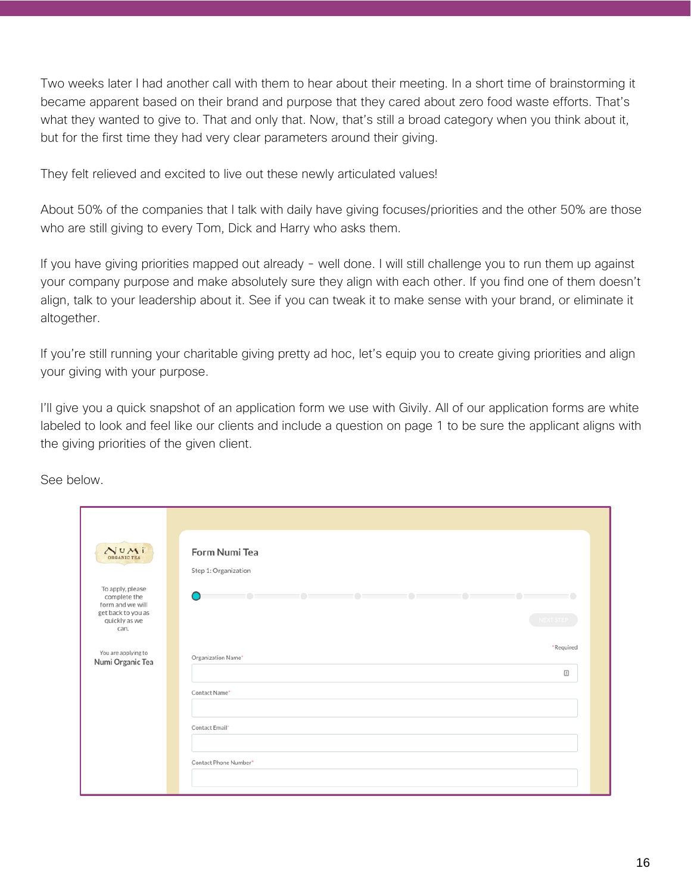Two weeks later I had another call with them to hear about their meeting. In a short time of brainstorming it became apparent based on their brand and purpose that they cared about zero food waste efforts. That's what they wanted to give to. That and only that. Now, that's still a broad category when you think about it, but for the first time they had very clear parameters around their giving.

They felt relieved and excited to live out these newly articulated values!

About 50% of the companies that I talk with daily have giving focuses/priorities and the other 50% are those who are still giving to every Tom, Dick and Harry who asks them.

If you have giving priorities mapped out already - well done. I will still challenge you to run them up against your company purpose and make absolutely sure they align with each other. If you find one of them doesn't align, talk to your leadership about it. See if you can tweak it to make sense with your brand, or eliminate it altogether.

If you're still running your charitable giving pretty ad hoc, let's equip you to create giving priorities and align your giving with your purpose.

I'll give you a quick snapshot of an application form we use with Givily. All of our application forms are white labeled to look and feel like our clients and include a question on page 1 to be sure the applicant aligns with the giving priorities of the given client.

See below.

NUMI ORGANIC TEA

To apply, please complete the form and we will get back to you as quickly as we can.

You are applying to
Numi Organic Tea

Form Numi Tea

Step 1: Organization

NEXT STEP

*Required

Organization Name*

Contact Name*

Contact Email*

Contact Phone Number*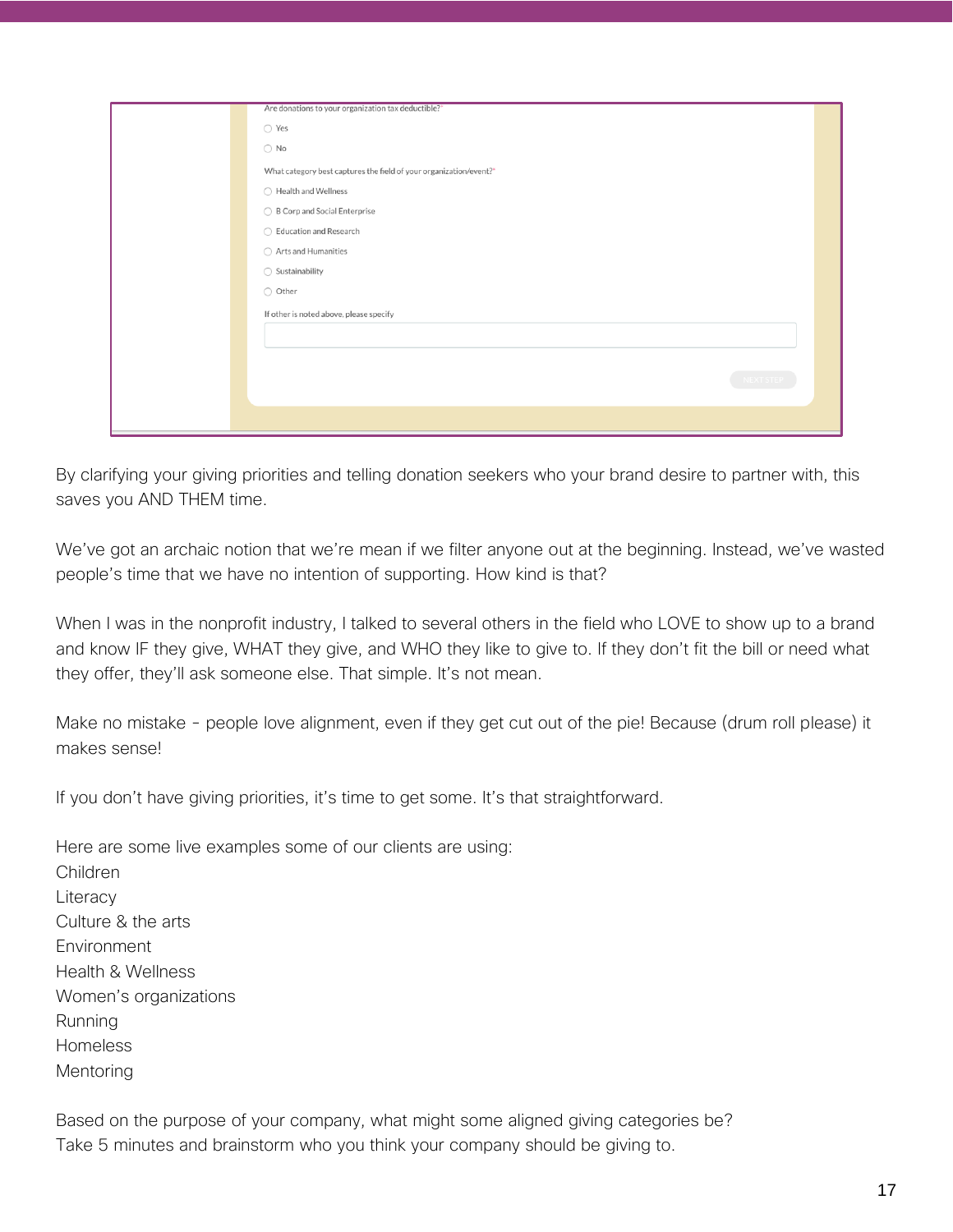Are donations to your organization tax deductible?*

- Yes
- No

What category best captures the field of your organization/event?*

- Health and Wellness
- B Corp and Social Enterprise
- Education and Research
- Arts and Humanities
- Sustainability
- Other

If other is noted above, please specify

NEXT STEP

By clarifying your giving priorities and telling donation seekers who your brand desire to partner with, this saves you AND THEM time.

We've got an archaic notion that we're mean if we filter anyone out at the beginning. Instead, we've wasted people's time that we have no intention of supporting. How kind is that?

When I was in the nonprofit industry, I talked to several others in the field who LOVE to show up to a brand and know IF they give, WHAT they give, and WHO they like to give to. If they don't fit the bill or need what they offer, they'll ask someone else. That simple. It's not mean.

Make no mistake - people love alignment, even if they get cut out of the pie! Because (drum roll please) it makes sense!

If you don't have giving priorities, it's time to get some. It's that straightforward.

Here are some live examples some of our clients are using:
Children
Literacy
Culture & the arts
Environment
Health & Wellness
Women's organizations
Running
Homeless
Mentoring

Based on the purpose of your company, what might some aligned giving categories be?
Take 5 minutes and brainstorm who you think your company should be giving to.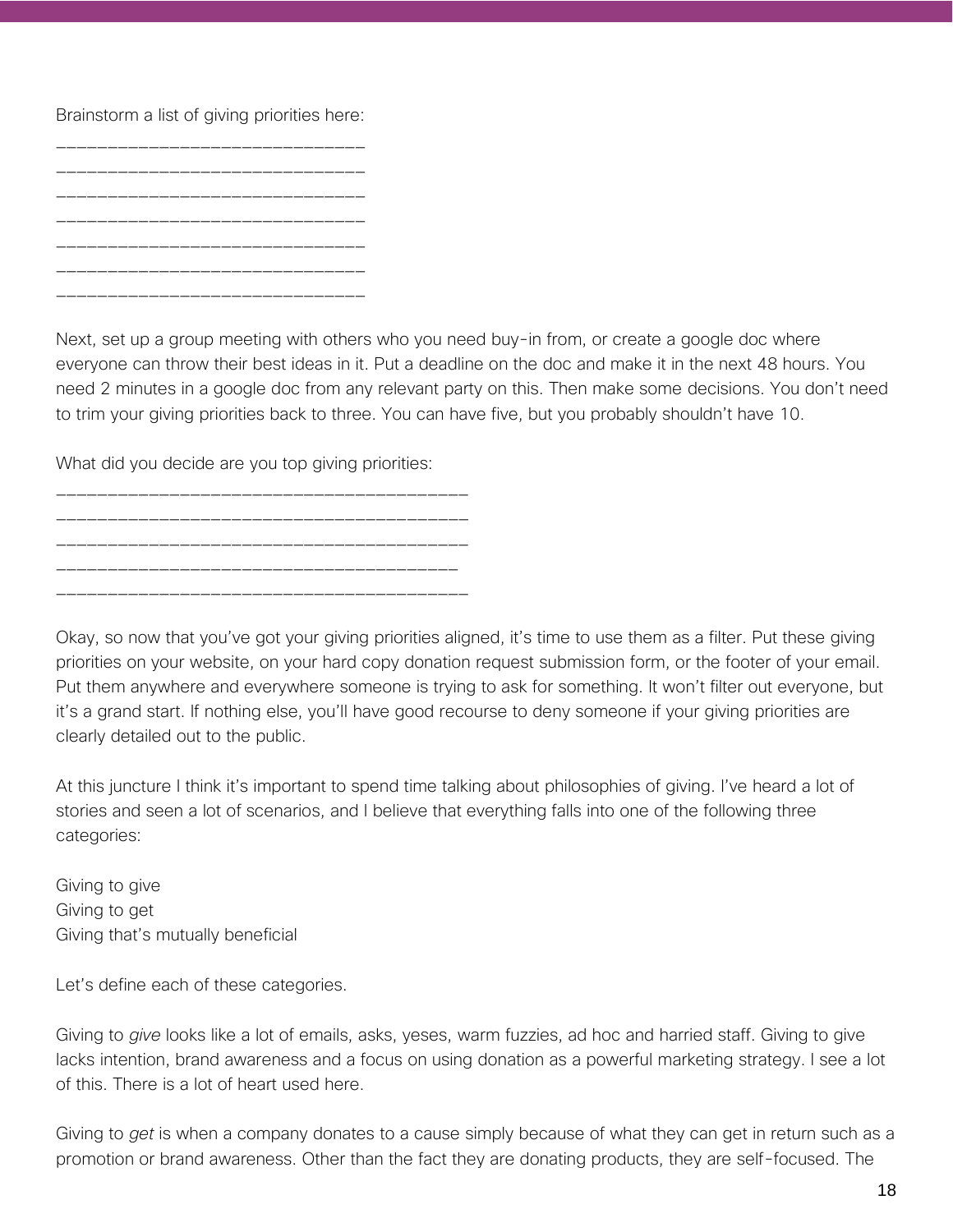Brainstorm a list of giving priorities here:

______________________________
______________________________
______________________________
______________________________
______________________________
______________________________
______________________________

Next, set up a group meeting with others who you need buy-in from, or create a google doc where everyone can throw their best ideas in it. Put a deadline on the doc and make it in the next 48 hours. You need 2 minutes in a google doc from any relevant party on this. Then make some decisions. You don't need to trim your giving priorities back to three. You can have five, but you probably shouldn't have 10.

What did you decide are you top giving priorities:

________________________________________
________________________________________
________________________________________
_______________________________________
________________________________________

Okay, so now that you've got your giving priorities aligned, it's time to use them as a filter. Put these giving priorities on your website, on your hard copy donation request submission form, or the footer of your email. Put them anywhere and everywhere someone is trying to ask for something. It won't filter out everyone, but it's a grand start. If nothing else, you'll have good recourse to deny someone if your giving priorities are clearly detailed out to the public.

At this juncture I think it's important to spend time talking about philosophies of giving. I've heard a lot of stories and seen a lot of scenarios, and I believe that everything falls into one of the following three categories:

Giving to give
Giving to get
Giving that's mutually beneficial

Let's define each of these categories.

Giving to *give* looks like a lot of emails, asks, yeses, warm fuzzies, ad hoc and harried staff. Giving to give lacks intention, brand awareness and a focus on using donation as a powerful marketing strategy. I see a lot of this. There is a lot of heart used here.

Giving to *get* is when a company donates to a cause simply because of what they can get in return such as a promotion or brand awareness. Other than the fact they are donating products, they are self-focused. The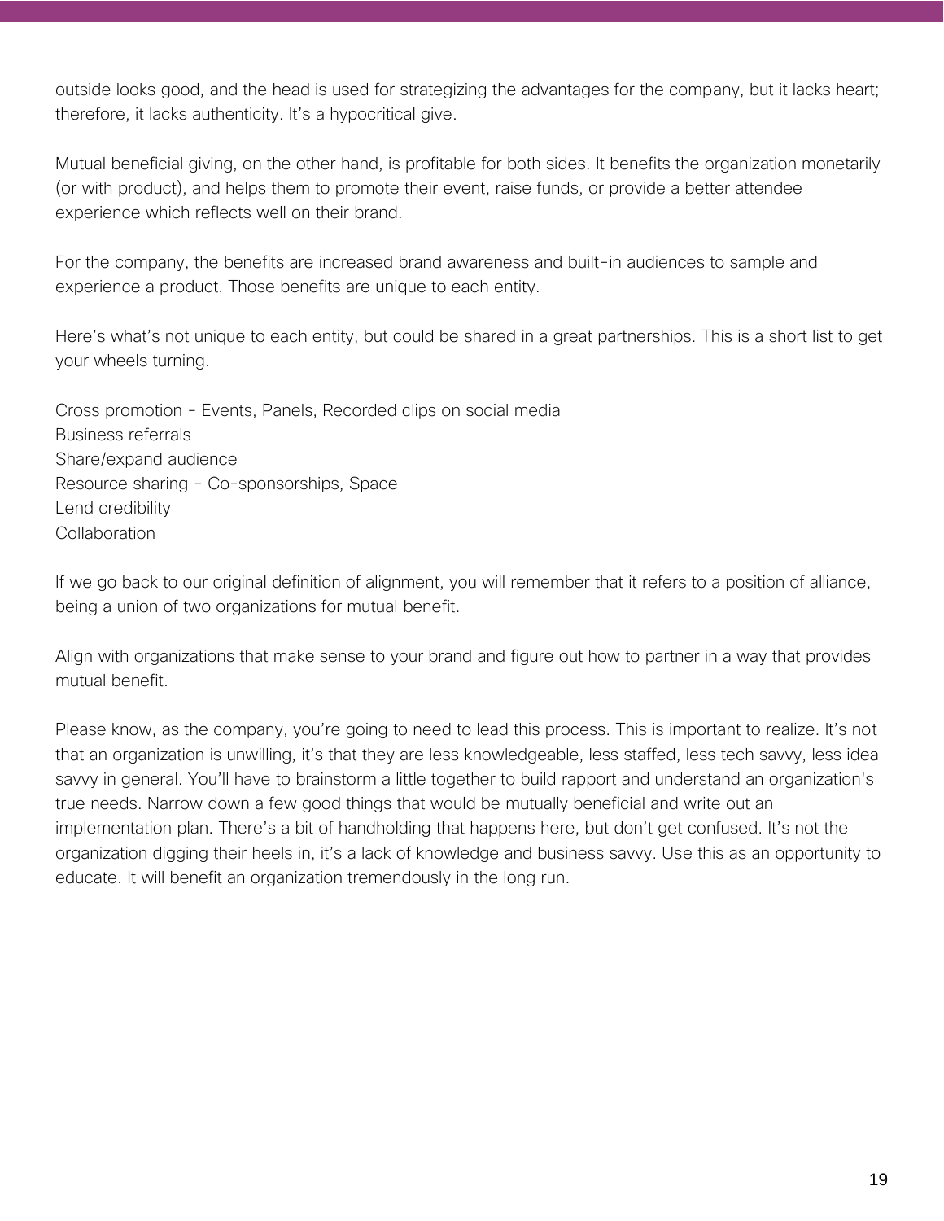outside looks good, and the head is used for strategizing the advantages for the company, but it lacks heart; therefore, it lacks authenticity. It's a hypocritical give.

Mutual beneficial giving, on the other hand, is profitable for both sides. It benefits the organization monetarily (or with product), and helps them to promote their event, raise funds, or provide a better attendee experience which reflects well on their brand.

For the company, the benefits are increased brand awareness and built-in audiences to sample and experience a product. Those benefits are unique to each entity.

Here's what's not unique to each entity, but could be shared in a great partnerships. This is a short list to get your wheels turning.

Cross promotion - Events, Panels, Recorded clips on social media
Business referrals
Share/expand audience
Resource sharing - Co-sponsorships, Space
Lend credibility
Collaboration

If we go back to our original definition of alignment, you will remember that it refers to a position of alliance, being a union of two organizations for mutual benefit.

Align with organizations that make sense to your brand and figure out how to partner in a way that provides mutual benefit.

Please know, as the company, you're going to need to lead this process. This is important to realize. It's not that an organization is unwilling, it's that they are less knowledgeable, less staffed, less tech savvy, less idea savvy in general. You'll have to brainstorm a little together to build rapport and understand an organization's true needs. Narrow down a few good things that would be mutually beneficial and write out an implementation plan. There's a bit of handholding that happens here, but don't get confused. It's not the organization digging their heels in, it's a lack of knowledge and business savvy. Use this as an opportunity to educate. It will benefit an organization tremendously in the long run.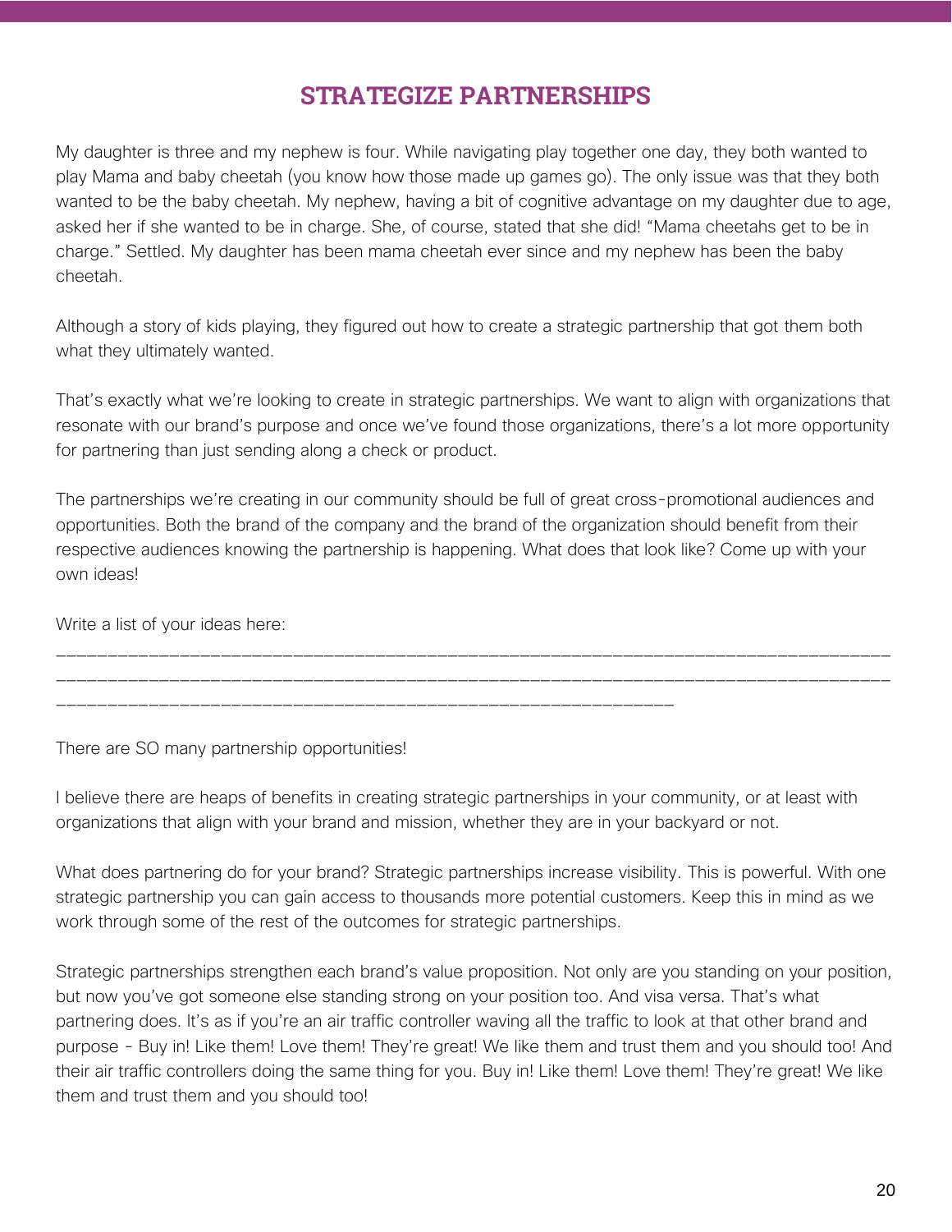# STRATEGIZE PARTNERSHIPS

My daughter is three and my nephew is four. While navigating play together one day, they both wanted to play Mama and baby cheetah (you know how those made up games go). The only issue was that they both wanted to be the baby cheetah. My nephew, having a bit of cognitive advantage on my daughter due to age, asked her if she wanted to be in charge. She, of course, stated that she did! "Mama cheetahs get to be in charge." Settled. My daughter has been mama cheetah ever since and my nephew has been the baby cheetah.

Although a story of kids playing, they figured out how to create a strategic partnership that got them both what they ultimately wanted.

That's exactly what we're looking to create in strategic partnerships. We want to align with organizations that resonate with our brand's purpose and once we've found those organizations, there's a lot more opportunity for partnering than just sending along a check or product.

The partnerships we're creating in our community should be full of great cross-promotional audiences and opportunities. Both the brand of the company and the brand of the organization should benefit from their respective audiences knowing the partnership is happening. What does that look like? Come up with your own ideas!

Write a list of your ideas here:

______________________________________________________________________________
______________________________________________________________________________
________________________________________________________

There are SO many partnership opportunities!

I believe there are heaps of benefits in creating strategic partnerships in your community, or at least with organizations that align with your brand and mission, whether they are in your backyard or not.

What does partnering do for your brand? Strategic partnerships increase visibility. This is powerful. With one strategic partnership you can gain access to thousands more potential customers. Keep this in mind as we work through some of the rest of the outcomes for strategic partnerships.

Strategic partnerships strengthen each brand's value proposition. Not only are you standing on your position, but now you've got someone else standing strong on your position too. And visa versa. That's what partnering does. It's as if you're an air traffic controller waving all the traffic to look at that other brand and purpose - Buy in! Like them! Love them! They're great! We like them and trust them and you should too! And their air traffic controllers doing the same thing for you. Buy in! Like them! Love them! They're great! We like them and trust them and you should too!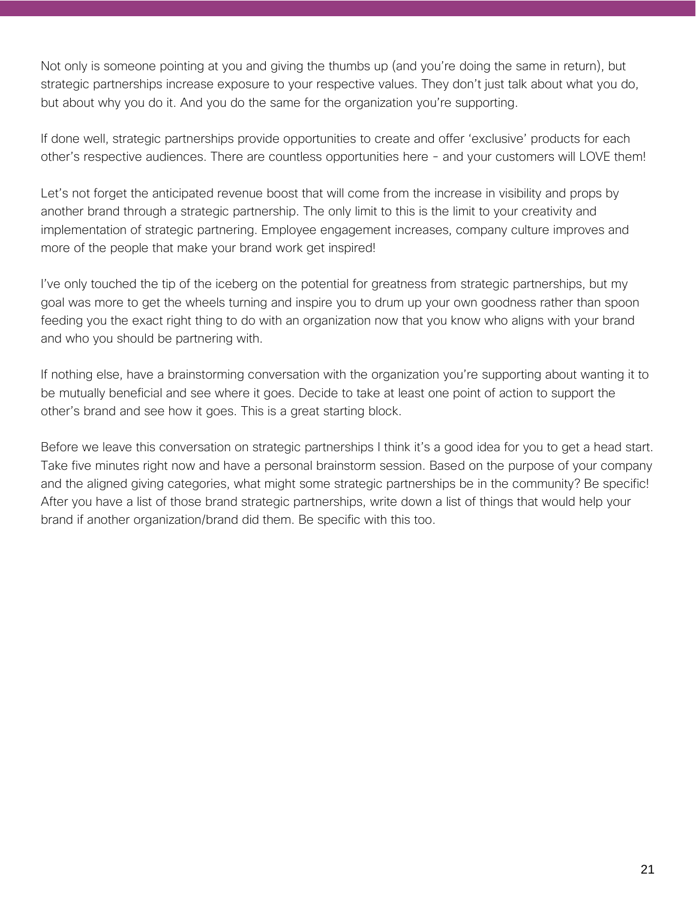Not only is someone pointing at you and giving the thumbs up (and you're doing the same in return), but strategic partnerships increase exposure to your respective values. They don't just talk about what you do, but about why you do it. And you do the same for the organization you're supporting.

If done well, strategic partnerships provide opportunities to create and offer 'exclusive' products for each other's respective audiences. There are countless opportunities here - and your customers will LOVE them!

Let's not forget the anticipated revenue boost that will come from the increase in visibility and props by another brand through a strategic partnership. The only limit to this is the limit to your creativity and implementation of strategic partnering. Employee engagement increases, company culture improves and more of the people that make your brand work get inspired!

I've only touched the tip of the iceberg on the potential for greatness from strategic partnerships, but my goal was more to get the wheels turning and inspire you to drum up your own goodness rather than spoon feeding you the exact right thing to do with an organization now that you know who aligns with your brand and who you should be partnering with.

If nothing else, have a brainstorming conversation with the organization you're supporting about wanting it to be mutually beneficial and see where it goes. Decide to take at least one point of action to support the other's brand and see how it goes. This is a great starting block.

Before we leave this conversation on strategic partnerships I think it's a good idea for you to get a head start. Take five minutes right now and have a personal brainstorm session. Based on the purpose of your company and the aligned giving categories, what might some strategic partnerships be in the community? Be specific! After you have a list of those brand strategic partnerships, write down a list of things that would help your brand if another organization/brand did them. Be specific with this too.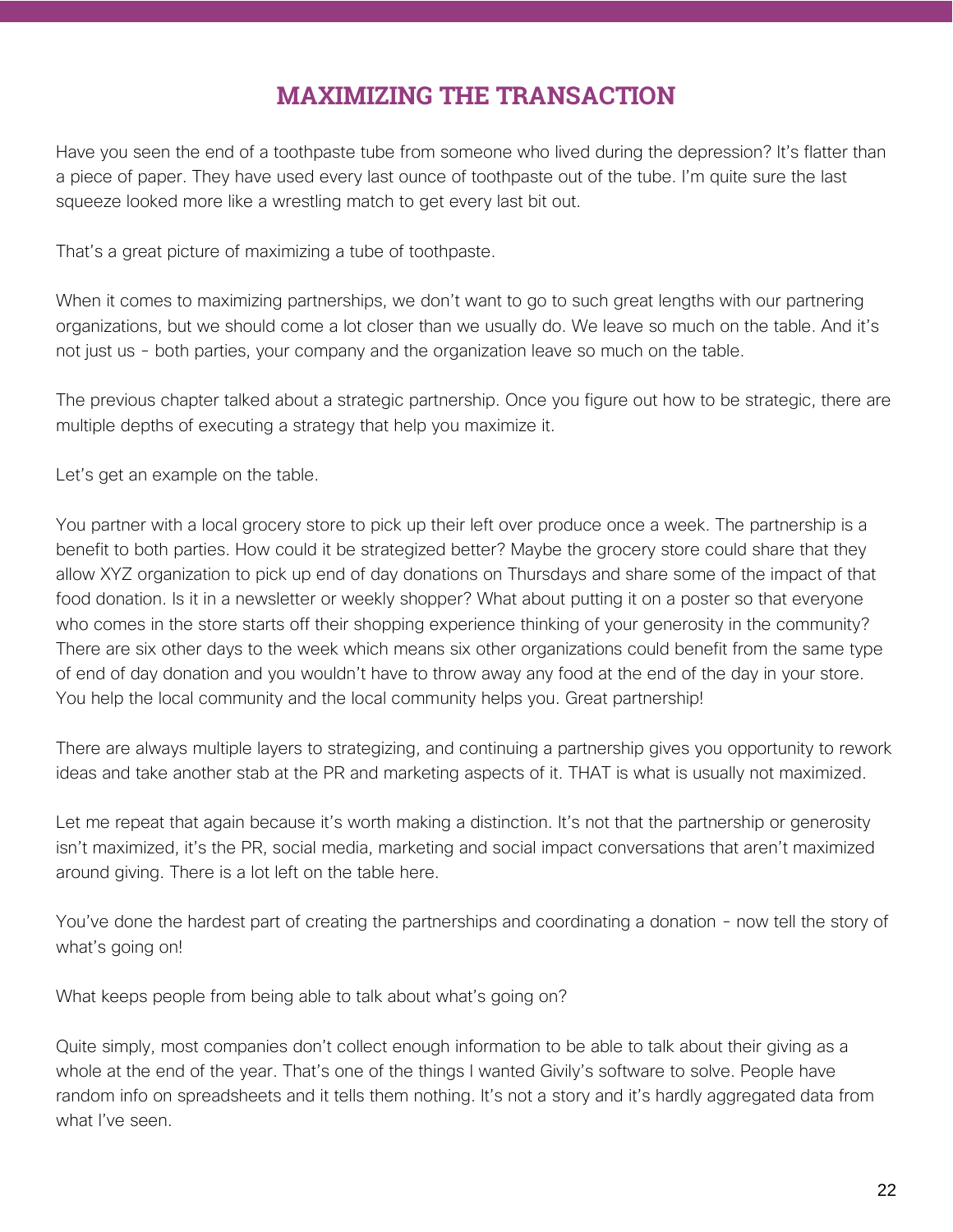## MAXIMIZING THE TRANSACTION

Have you seen the end of a toothpaste tube from someone who lived during the depression? It's flatter than a piece of paper. They have used every last ounce of toothpaste out of the tube. I'm quite sure the last squeeze looked more like a wrestling match to get every last bit out.

That's a great picture of maximizing a tube of toothpaste.

When it comes to maximizing partnerships, we don't want to go to such great lengths with our partnering organizations, but we should come a lot closer than we usually do. We leave so much on the table. And it's not just us - both parties, your company and the organization leave so much on the table.

The previous chapter talked about a strategic partnership. Once you figure out how to be strategic, there are multiple depths of executing a strategy that help you maximize it.

Let's get an example on the table.

You partner with a local grocery store to pick up their left over produce once a week. The partnership is a benefit to both parties. How could it be strategized better? Maybe the grocery store could share that they allow XYZ organization to pick up end of day donations on Thursdays and share some of the impact of that food donation. Is it in a newsletter or weekly shopper? What about putting it on a poster so that everyone who comes in the store starts off their shopping experience thinking of your generosity in the community? There are six other days to the week which means six other organizations could benefit from the same type of end of day donation and you wouldn't have to throw away any food at the end of the day in your store. You help the local community and the local community helps you. Great partnership!

There are always multiple layers to strategizing, and continuing a partnership gives you opportunity to rework ideas and take another stab at the PR and marketing aspects of it. THAT is what is usually not maximized.

Let me repeat that again because it's worth making a distinction. It's not that the partnership or generosity isn't maximized, it's the PR, social media, marketing and social impact conversations that aren't maximized around giving. There is a lot left on the table here.

You've done the hardest part of creating the partnerships and coordinating a donation - now tell the story of what's going on!

What keeps people from being able to talk about what's going on?

Quite simply, most companies don't collect enough information to be able to talk about their giving as a whole at the end of the year. That's one of the things I wanted Givily's software to solve. People have random info on spreadsheets and it tells them nothing. It's not a story and it's hardly aggregated data from what I've seen.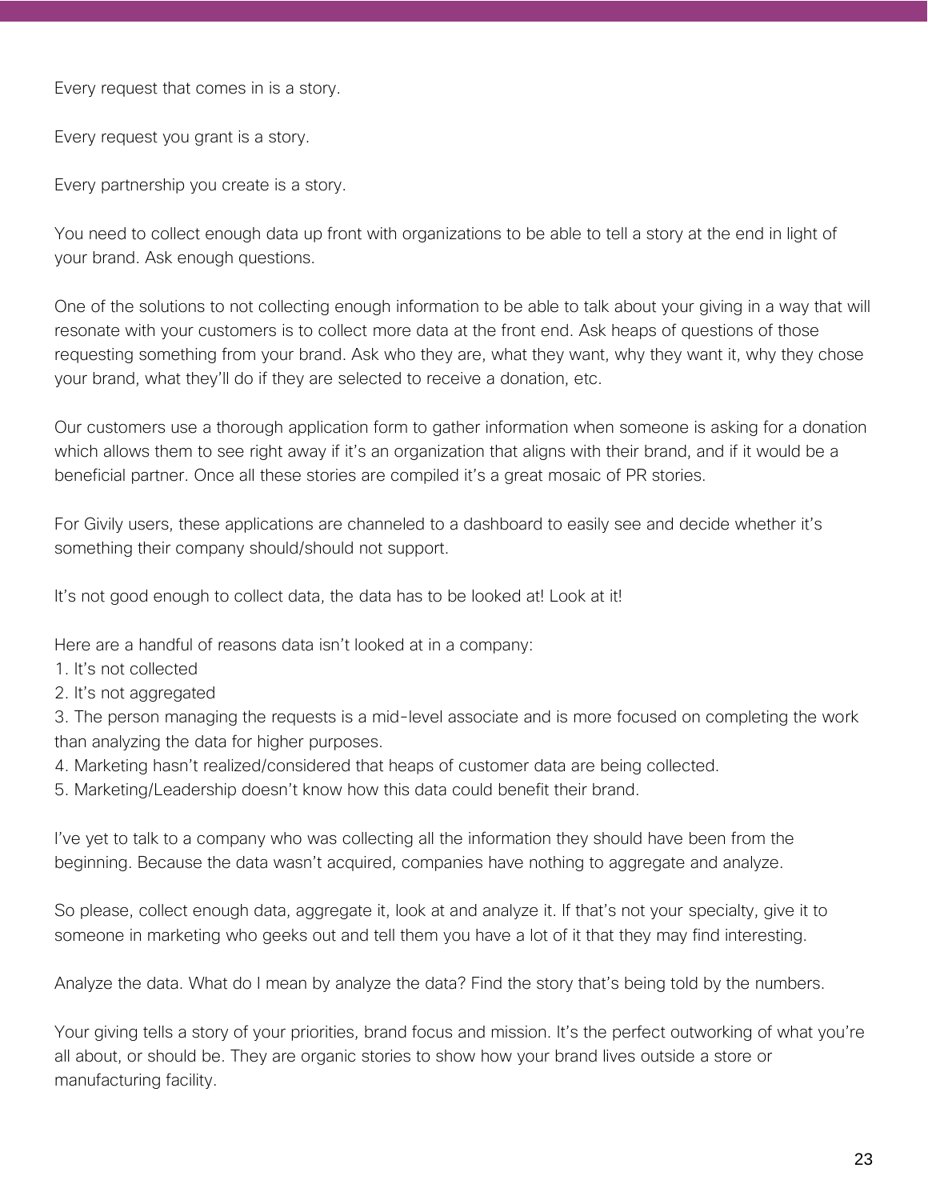Every request that comes in is a story.

Every request you grant is a story.

Every partnership you create is a story.

You need to collect enough data up front with organizations to be able to tell a story at the end in light of your brand. Ask enough questions.

One of the solutions to not collecting enough information to be able to talk about your giving in a way that will resonate with your customers is to collect more data at the front end. Ask heaps of questions of those requesting something from your brand. Ask who they are, what they want, why they want it, why they chose your brand, what they'll do if they are selected to receive a donation, etc.

Our customers use a thorough application form to gather information when someone is asking for a donation which allows them to see right away if it's an organization that aligns with their brand, and if it would be a beneficial partner. Once all these stories are compiled it's a great mosaic of PR stories.

For Givily users, these applications are channeled to a dashboard to easily see and decide whether it's something their company should/should not support.

It's not good enough to collect data, the data has to be looked at! Look at it!

Here are a handful of reasons data isn't looked at in a company:

1. It's not collected
2. It's not aggregated
3. The person managing the requests is a mid-level associate and is more focused on completing the work than analyzing the data for higher purposes.
4. Marketing hasn't realized/considered that heaps of customer data are being collected.
5. Marketing/Leadership doesn't know how this data could benefit their brand.

I've yet to talk to a company who was collecting all the information they should have been from the beginning. Because the data wasn't acquired, companies have nothing to aggregate and analyze.

So please, collect enough data, aggregate it, look at and analyze it. If that's not your specialty, give it to someone in marketing who geeks out and tell them you have a lot of it that they may find interesting.

Analyze the data. What do I mean by analyze the data? Find the story that's being told by the numbers.

Your giving tells a story of your priorities, brand focus and mission. It's the perfect outworking of what you're all about, or should be. They are organic stories to show how your brand lives outside a store or manufacturing facility.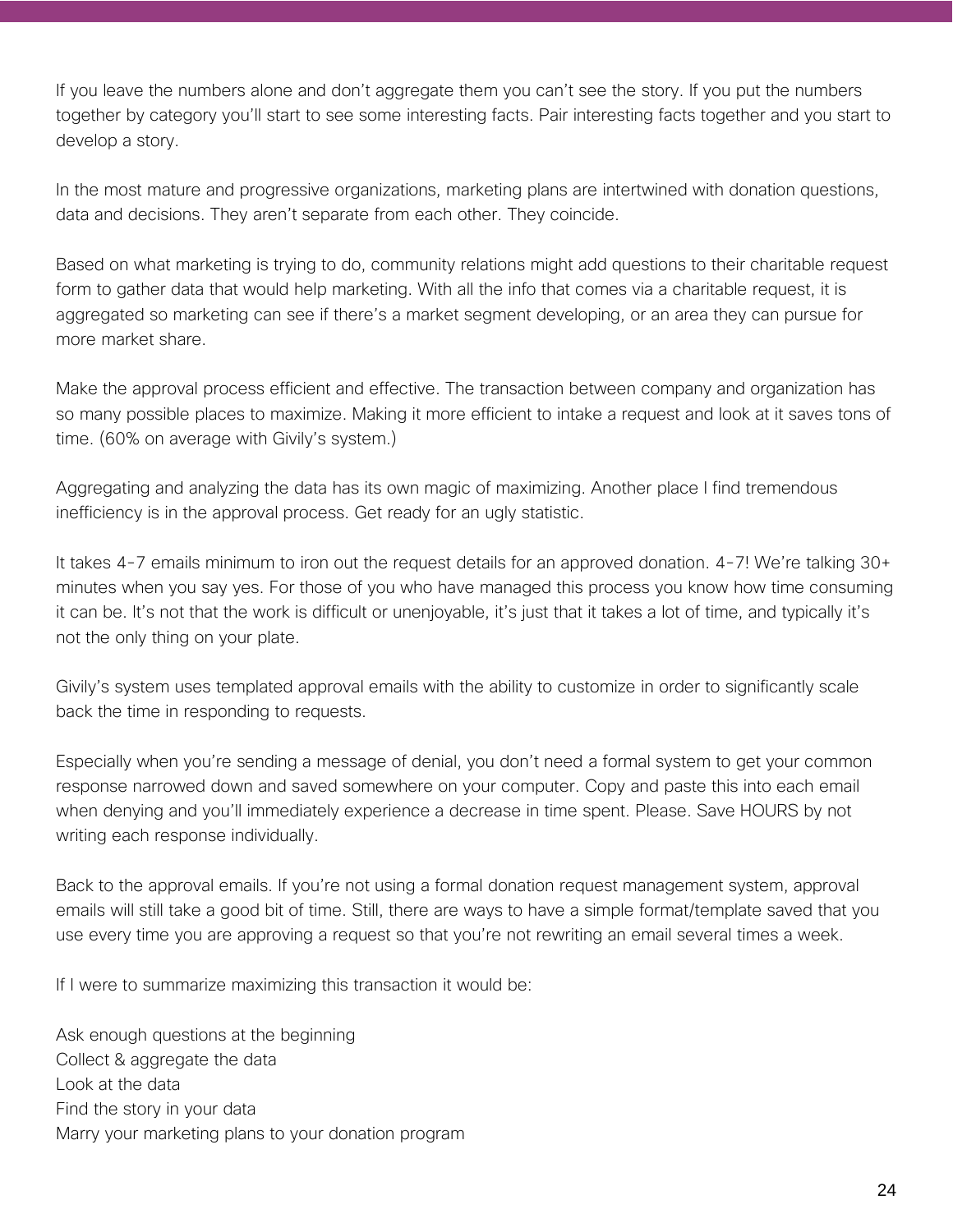If you leave the numbers alone and don't aggregate them you can't see the story. If you put the numbers together by category you'll start to see some interesting facts. Pair interesting facts together and you start to develop a story.

In the most mature and progressive organizations, marketing plans are intertwined with donation questions, data and decisions. They aren't separate from each other. They coincide.

Based on what marketing is trying to do, community relations might add questions to their charitable request form to gather data that would help marketing. With all the info that comes via a charitable request, it is aggregated so marketing can see if there's a market segment developing, or an area they can pursue for more market share.

Make the approval process efficient and effective. The transaction between company and organization has so many possible places to maximize. Making it more efficient to intake a request and look at it saves tons of time. (60% on average with Givily's system.)

Aggregating and analyzing the data has its own magic of maximizing. Another place I find tremendous inefficiency is in the approval process. Get ready for an ugly statistic.

It takes 4-7 emails minimum to iron out the request details for an approved donation. 4-7! We're talking 30+ minutes when you say yes. For those of you who have managed this process you know how time consuming it can be. It's not that the work is difficult or unenjoyable, it's just that it takes a lot of time, and typically it's not the only thing on your plate.

Givily's system uses templated approval emails with the ability to customize in order to significantly scale back the time in responding to requests.

Especially when you're sending a message of denial, you don't need a formal system to get your common response narrowed down and saved somewhere on your computer. Copy and paste this into each email when denying and you'll immediately experience a decrease in time spent. Please. Save HOURS by not writing each response individually.

Back to the approval emails. If you're not using a formal donation request management system, approval emails will still take a good bit of time. Still, there are ways to have a simple format/template saved that you use every time you are approving a request so that you're not rewriting an email several times a week.

If I were to summarize maximizing this transaction it would be:

Ask enough questions at the beginning
Collect & aggregate the data
Look at the data
Find the story in your data
Marry your marketing plans to your donation program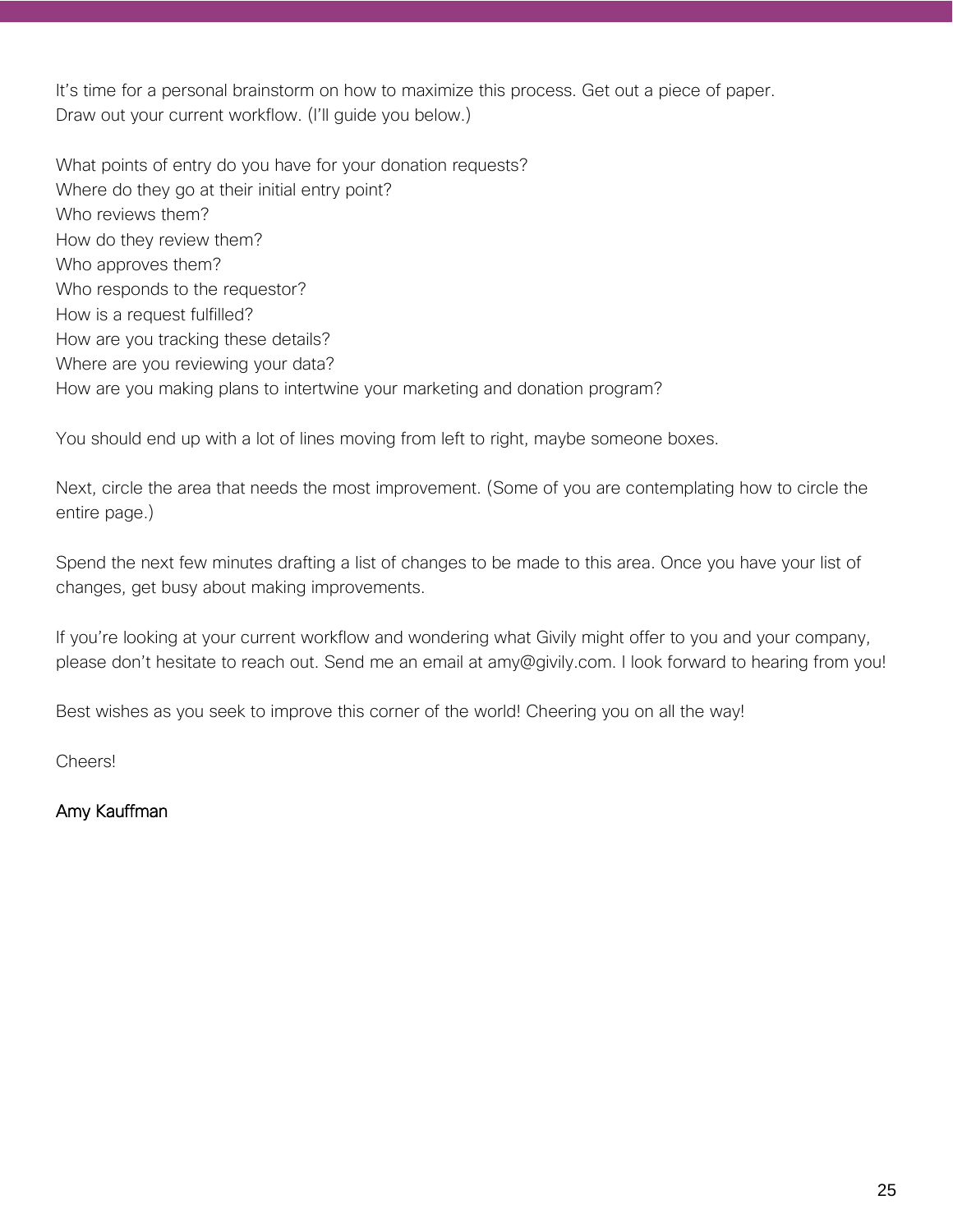It's time for a personal brainstorm on how to maximize this process. Get out a piece of paper. Draw out your current workflow. (I'll guide you below.)

What points of entry do you have for your donation requests?
Where do they go at their initial entry point?
Who reviews them?
How do they review them?
Who approves them?
Who responds to the requestor?
How is a request fulfilled?
How are you tracking these details?
Where are you reviewing your data?
How are you making plans to intertwine your marketing and donation program?

You should end up with a lot of lines moving from left to right, maybe someone boxes.

Next, circle the area that needs the most improvement. (Some of you are contemplating how to circle the entire page.)

Spend the next few minutes drafting a list of changes to be made to this area. Once you have your list of changes, get busy about making improvements.

If you're looking at your current workflow and wondering what Givily might offer to you and your company, please don't hesitate to reach out. Send me an email at amy@givily.com. I look forward to hearing from you!

Best wishes as you seek to improve this corner of the world! Cheering you on all the way!

Cheers!

Amy Kauffman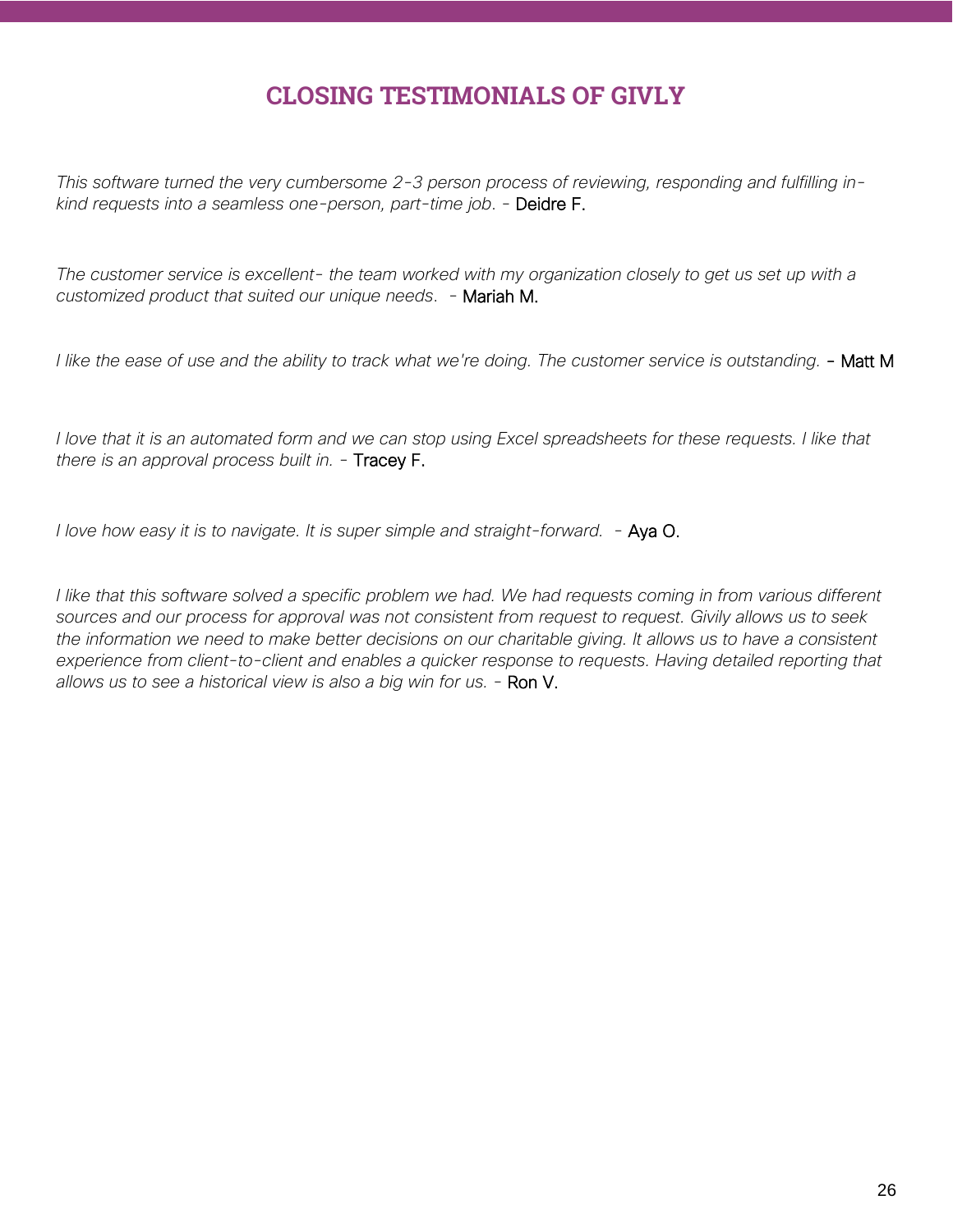## CLOSING TESTIMONIALS OF GIVLY

*This software turned the very cumbersome 2-3 person process of reviewing, responding and fulfilling in-kind requests into a seamless one-person, part-time job. -* Deidre F.

*The customer service is excellent- the team worked with my organization closely to get us set up with a customized product that suited our unique needs. -* Mariah M.

*I like the ease of use and the ability to track what we're doing. The customer service is outstanding.* - Matt M

*I love that it is an automated form and we can stop using Excel spreadsheets for these requests. I like that there is an approval process built in. -* Tracey F.

*I love how easy it is to navigate. It is super simple and straight-forward. -* Aya O.

*I like that this software solved a specific problem we had. We had requests coming in from various different sources and our process for approval was not consistent from request to request. Givily allows us to seek the information we need to make better decisions on our charitable giving. It allows us to have a consistent experience from client-to-client and enables a quicker response to requests. Having detailed reporting that allows us to see a historical view is also a big win for us. -* Ron V.